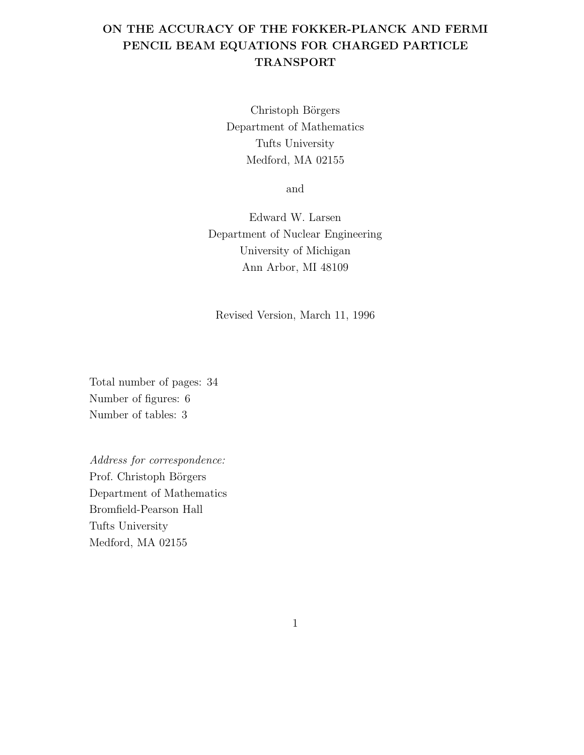# ON THE ACCURACY OF THE FOKKER-PLANCK AND FERMI PENCIL BEAM EQUATIONS FOR CHARGED PARTICLE TRANSPORT

Christoph Börgers
Department of Mathematics
Tufts University
Medford, MA 02155

and

Edward W. Larsen
Department of Nuclear Engineering
University of Michigan
Ann Arbor, MI 48109

Revised Version, March 11, 1996

Total number of pages: 34
Number of figures: 6
Number of tables: 3

*Address for correspondence:*
Prof. Christoph Börgers
Department of Mathematics
Bromfield-Pearson Hall
Tufts University
Medford, MA 02155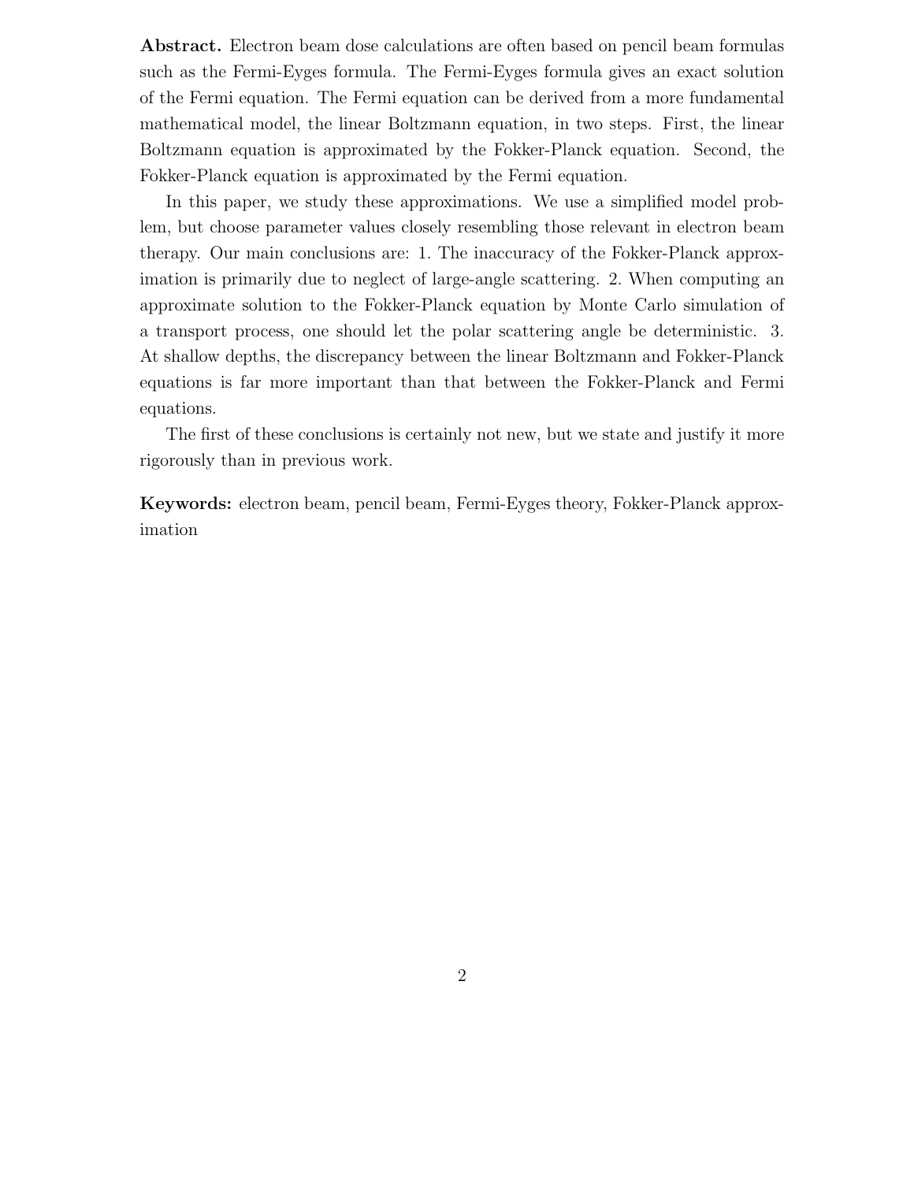**Abstract.** Electron beam dose calculations are often based on pencil beam formulas such as the Fermi-Eyges formula. The Fermi-Eyges formula gives an exact solution of the Fermi equation. The Fermi equation can be derived from a more fundamental mathematical model, the linear Boltzmann equation, in two steps. First, the linear Boltzmann equation is approximated by the Fokker-Planck equation. Second, the Fokker-Planck equation is approximated by the Fermi equation.

In this paper, we study these approximations. We use a simplified model problem, but choose parameter values closely resembling those relevant in electron beam therapy. Our main conclusions are: 1. The inaccuracy of the Fokker-Planck approximation is primarily due to neglect of large-angle scattering. 2. When computing an approximate solution to the Fokker-Planck equation by Monte Carlo simulation of a transport process, one should let the polar scattering angle be deterministic. 3. At shallow depths, the discrepancy between the linear Boltzmann and Fokker-Planck equations is far more important than that between the Fokker-Planck and Fermi equations.

The first of these conclusions is certainly not new, but we state and justify it more rigorously than in previous work.

**Keywords:** electron beam, pencil beam, Fermi-Eyges theory, Fokker-Planck approximation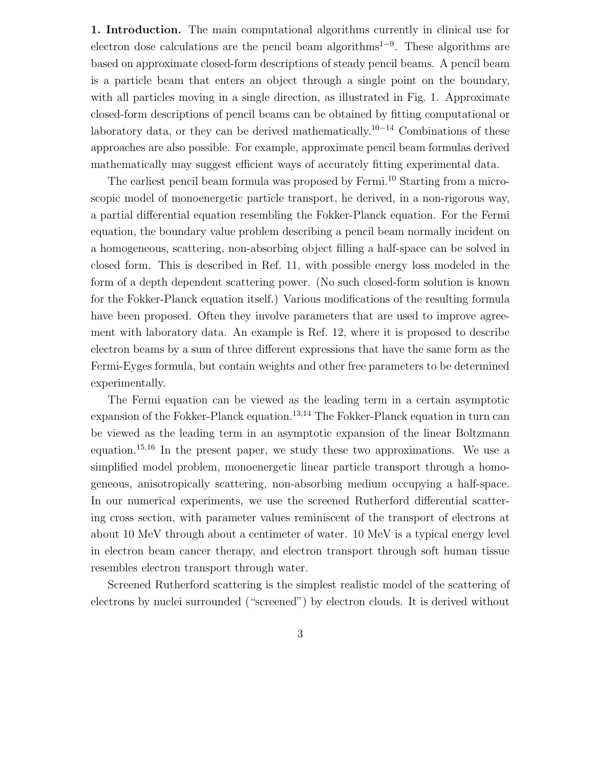**1. Introduction.** The main computational algorithms currently in clinical use for electron dose calculations are the pencil beam algorithms[1−9]. These algorithms are based on approximate closed-form descriptions of steady pencil beams. A pencil beam is a particle beam that enters an object through a single point on the boundary, with all particles moving in a single direction, as illustrated in Fig. 1. Approximate closed-form descriptions of pencil beams can be obtained by fitting computational or laboratory data, or they can be derived mathematically.[10−14] Combinations of these approaches are also possible. For example, approximate pencil beam formulas derived mathematically may suggest efficient ways of accurately fitting experimental data.

The earliest pencil beam formula was proposed by Fermi.[10] Starting from a microscopic model of monoenergetic particle transport, he derived, in a non-rigorous way, a partial differential equation resembling the Fokker-Planck equation. For the Fermi equation, the boundary value problem describing a pencil beam normally incident on a homogeneous, scattering, non-absorbing object filling a half-space can be solved in closed form. This is described in Ref. 11, with possible energy loss modeled in the form of a depth dependent scattering power. (No such closed-form solution is known for the Fokker-Planck equation itself.) Various modifications of the resulting formula have been proposed. Often they involve parameters that are used to improve agreement with laboratory data. An example is Ref. 12, where it is proposed to describe electron beams by a sum of three different expressions that have the same form as the Fermi-Eyges formula, but contain weights and other free parameters to be determined experimentally.

The Fermi equation can be viewed as the leading term in a certain asymptotic expansion of the Fokker-Planck equation.[13,14] The Fokker-Planck equation in turn can be viewed as the leading term in an asymptotic expansion of the linear Boltzmann equation.[15,16] In the present paper, we study these two approximations. We use a simplified model problem, monoenergetic linear particle transport through a homogeneous, anisotropically scattering, non-absorbing medium occupying a half-space. In our numerical experiments, we use the screened Rutherford differential scattering cross section, with parameter values reminiscent of the transport of electrons at about 10 MeV through about a centimeter of water. 10 MeV is a typical energy level in electron beam cancer therapy, and electron transport through soft human tissue resembles electron transport through water.

Screened Rutherford scattering is the simplest realistic model of the scattering of electrons by nuclei surrounded ("screened") by electron clouds. It is derived without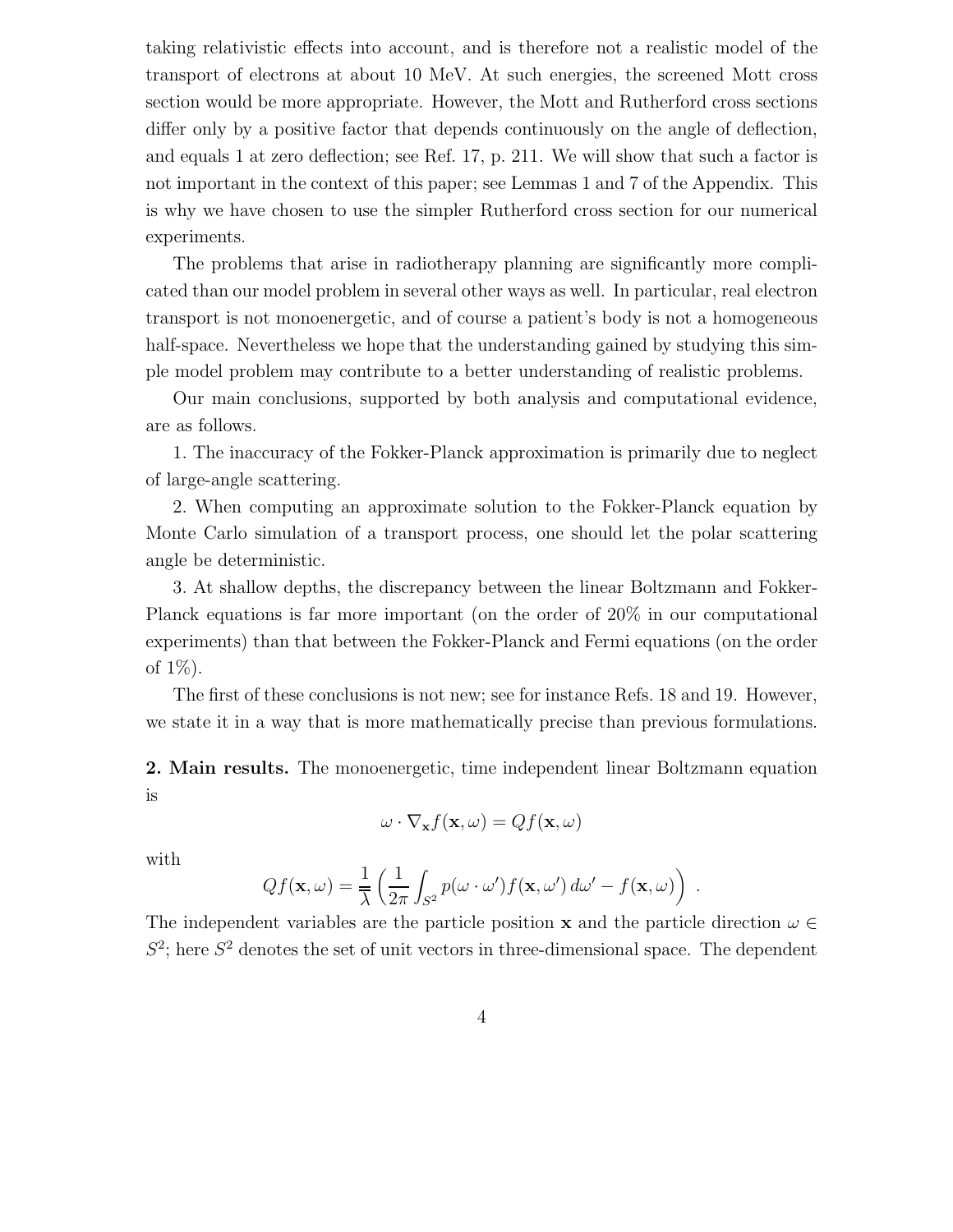taking relativistic effects into account, and is therefore not a realistic model of the transport of electrons at about 10 MeV. At such energies, the screened Mott cross section would be more appropriate. However, the Mott and Rutherford cross sections differ only by a positive factor that depends continuously on the angle of deflection, and equals 1 at zero deflection; see Ref. 17, p. 211. We will show that such a factor is not important in the context of this paper; see Lemmas 1 and 7 of the Appendix. This is why we have chosen to use the simpler Rutherford cross section for our numerical experiments.

The problems that arise in radiotherapy planning are significantly more complicated than our model problem in several other ways as well. In particular, real electron transport is not monoenergetic, and of course a patient's body is not a homogeneous half-space. Nevertheless we hope that the understanding gained by studying this simple model problem may contribute to a better understanding of realistic problems.

Our main conclusions, supported by both analysis and computational evidence, are as follows.

1. The inaccuracy of the Fokker-Planck approximation is primarily due to neglect of large-angle scattering.

2. When computing an approximate solution to the Fokker-Planck equation by Monte Carlo simulation of a transport process, one should let the polar scattering angle be deterministic.

3. At shallow depths, the discrepancy between the linear Boltzmann and Fokker-Planck equations is far more important (on the order of 20% in our computational experiments) than that between the Fokker-Planck and Fermi equations (on the order of 1%).

The first of these conclusions is not new; see for instance Refs. 18 and 19. However, we state it in a way that is more mathematically precise than previous formulations.

**2. Main results.** The monoenergetic, time independent linear Boltzmann equation is

$$\omega \cdot \nabla_{\mathbf{x}} f(\mathbf{x}, \omega) = Qf(\mathbf{x}, \omega)$$

with

$$Qf(\mathbf{x}, \omega) = \frac{1}{\bar{\bar{\lambda}}} \left( \frac{1}{2\pi} \int_{S^2} p(\omega \cdot \omega') f(\mathbf{x}, \omega') \, d\omega' - f(\mathbf{x}, \omega) \right) \, .$$

The independent variables are the particle position $\mathbf{x}$ and the particle direction $\omega \in S^2$; here $S^2$ denotes the set of unit vectors in three-dimensional space. The dependent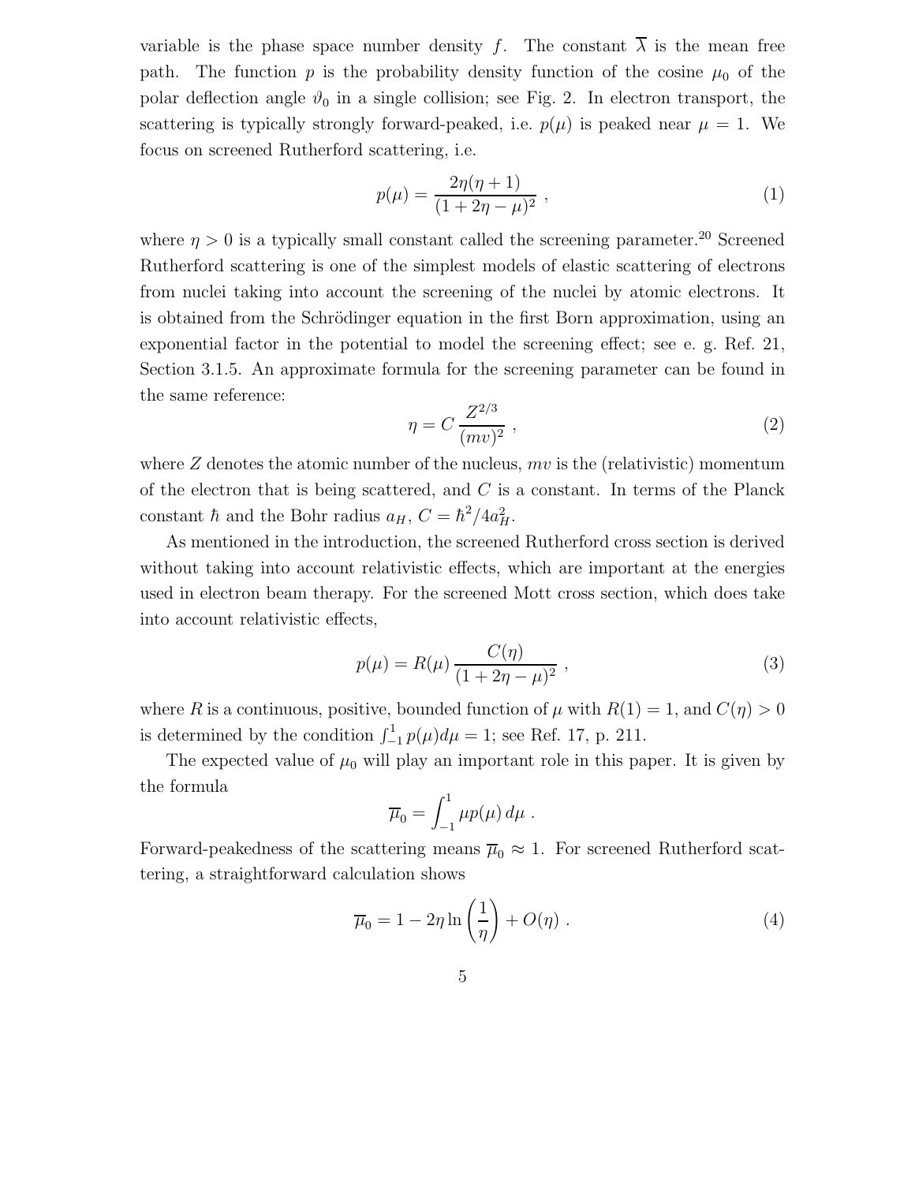variable is the phase space number density $f$. The constant $\overline{\lambda}$ is the mean free path. The function $p$ is the probability density function of the cosine $\mu_0$ of the polar deflection angle $\vartheta_0$ in a single collision; see Fig. 2. In electron transport, the scattering is typically strongly forward-peaked, i.e. $p(\mu)$ is peaked near $\mu = 1$. We focus on screened Rutherford scattering, i.e.

$$p(\mu) = \frac{2\eta(\eta+1)}{(1+2\eta-\mu)^2} \ , \tag{1}$$

where $\eta > 0$ is a typically small constant called the screening parameter.[20] Screened Rutherford scattering is one of the simplest models of elastic scattering of electrons from nuclei taking into account the screening of the nuclei by atomic electrons. It is obtained from the Schrödinger equation in the first Born approximation, using an exponential factor in the potential to model the screening effect; see e. g. Ref. 21, Section 3.1.5. An approximate formula for the screening parameter can be found in the same reference:

$$\eta = C \, \frac{Z^{2/3}}{(mv)^2} \ , \tag{2}$$

where $Z$ denotes the atomic number of the nucleus, $mv$ is the (relativistic) momentum of the electron that is being scattered, and $C$ is a constant. In terms of the Planck constant $\hbar$ and the Bohr radius $a_H$, $C = \hbar^2/4a_H^2$.

As mentioned in the introduction, the screened Rutherford cross section is derived without taking into account relativistic effects, which are important at the energies used in electron beam therapy. For the screened Mott cross section, which does take into account relativistic effects,

$$p(\mu) = R(\mu) \, \frac{C(\eta)}{(1+2\eta-\mu)^2} \ , \tag{3}$$

where $R$ is a continuous, positive, bounded function of $\mu$ with $R(1) = 1$, and $C(\eta) > 0$ is determined by the condition $\int_{-1}^{1} p(\mu) d\mu = 1$; see Ref. 17, p. 211.

The expected value of $\mu_0$ will play an important role in this paper. It is given by the formula

$$\overline{\mu}_0 = \int_{-1}^{1} \mu p(\mu) \, d\mu \ .$$

Forward-peakedness of the scattering means $\overline{\mu}_0 \approx 1$. For screened Rutherford scattering, a straightforward calculation shows

$$\overline{\mu}_0 = 1 - 2\eta \ln\left(\frac{1}{\eta}\right) + O(\eta) \ . \tag{4}$$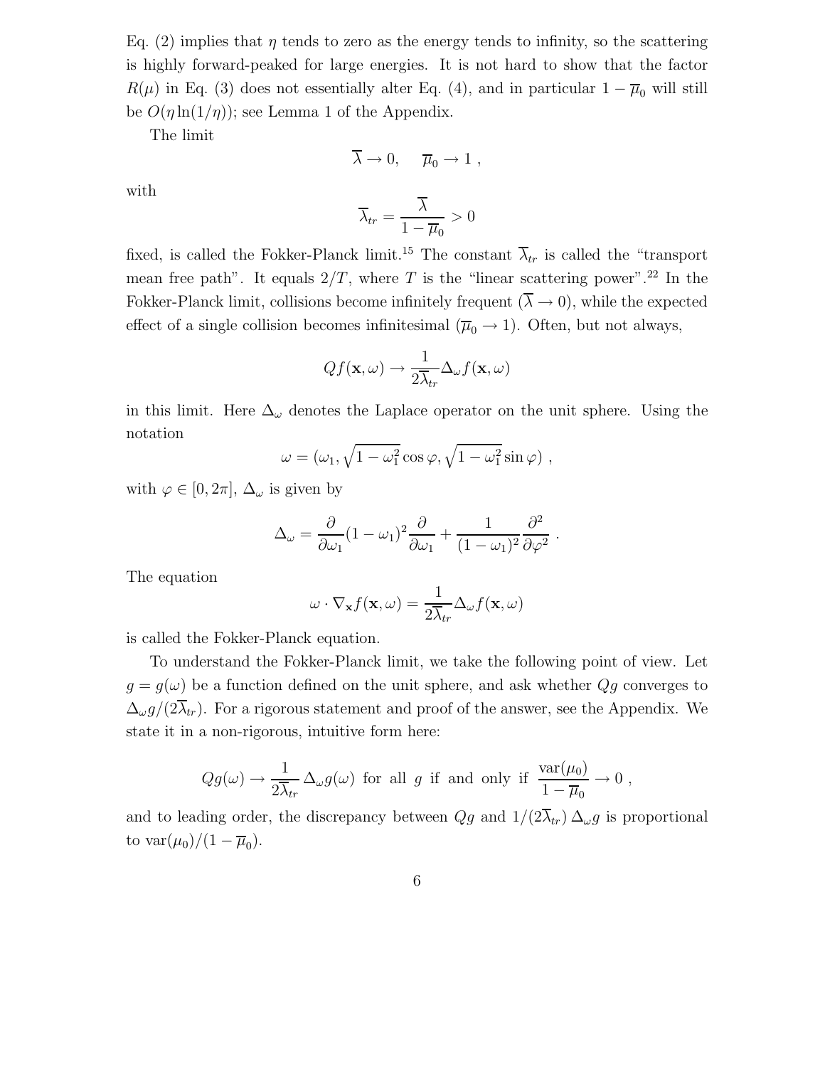Eq. (2) implies that $\eta$ tends to zero as the energy tends to infinity, so the scattering is highly forward-peaked for large energies. It is not hard to show that the factor $R(\mu)$ in Eq. (3) does not essentially alter Eq. (4), and in particular $1 - \overline{\mu}_0$ will still be $O(\eta \ln(1/\eta))$; see Lemma 1 of the Appendix.

The limit

$$\overline{\lambda} \to 0, \quad \overline{\mu}_0 \to 1 \ ,$$

with

$$\overline{\lambda}_{tr} = \frac{\overline{\lambda}}{1 - \overline{\mu}_0} > 0$$

fixed, is called the Fokker-Planck limit.[15] The constant $\overline{\lambda}_{tr}$ is called the "transport mean free path". It equals $2/T$, where $T$ is the "linear scattering power".[22] In the Fokker-Planck limit, collisions become infinitely frequent ($\overline{\lambda} \to 0$), while the expected effect of a single collision becomes infinitesimal ($\overline{\mu}_0 \to 1$). Often, but not always,

$$Qf(\mathbf{x}, \omega) \to \frac{1}{2\overline{\lambda}_{tr}} \Delta_\omega f(\mathbf{x}, \omega)$$

in this limit. Here $\Delta_\omega$ denotes the Laplace operator on the unit sphere. Using the notation

$$\omega = (\omega_1, \sqrt{1 - \omega_1^2} \cos \varphi, \sqrt{1 - \omega_1^2} \sin \varphi) \ ,$$

with $\varphi \in [0, 2\pi]$, $\Delta_\omega$ is given by

$$\Delta_\omega = \frac{\partial}{\partial \omega_1} (1 - \omega_1)^2 \frac{\partial}{\partial \omega_1} + \frac{1}{(1 - \omega_1)^2} \frac{\partial^2}{\partial \varphi^2} \ .$$

The equation

$$\omega \cdot \nabla_{\mathbf{x}} f(\mathbf{x}, \omega) = \frac{1}{2\overline{\lambda}_{tr}} \Delta_\omega f(\mathbf{x}, \omega)$$

is called the Fokker-Planck equation.

To understand the Fokker-Planck limit, we take the following point of view. Let $g = g(\omega)$ be a function defined on the unit sphere, and ask whether $Qg$ converges to $\Delta_\omega g / (2\overline{\lambda}_{tr})$. For a rigorous statement and proof of the answer, see the Appendix. We state it in a non-rigorous, intuitive form here:

$$Qg(\omega) \to \frac{1}{2\overline{\lambda}_{tr}} \Delta_\omega g(\omega) \ \text{for all } g \text{ if and only if } \frac{\text{var}(\mu_0)}{1 - \overline{\mu}_0} \to 0 \ ,$$

and to leading order, the discrepancy between $Qg$ and $1/(2\overline{\lambda}_{tr}) \, \Delta_\omega g$ is proportional to $\text{var}(\mu_0)/(1 - \overline{\mu}_0)$.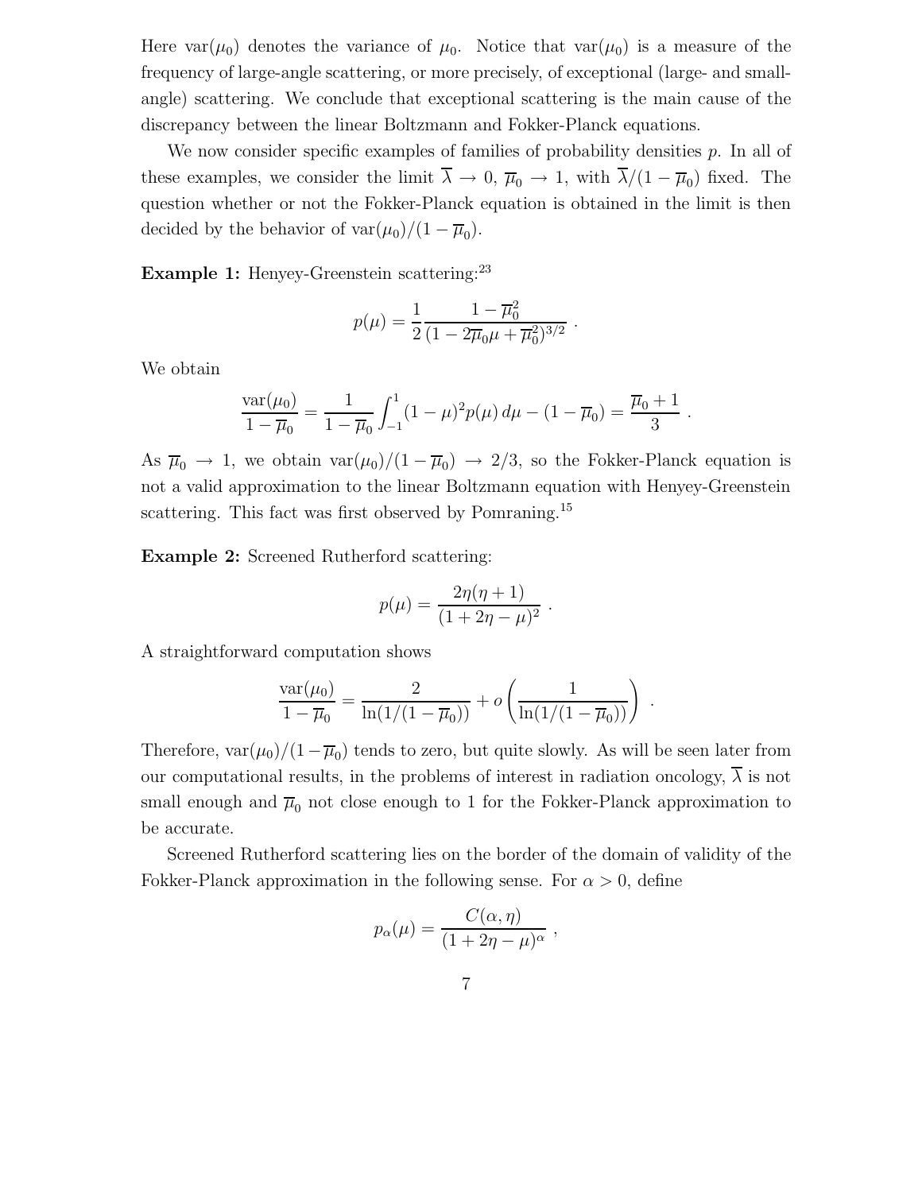Here $\mathrm{var}(\mu_0)$ denotes the variance of $\mu_0$. Notice that $\mathrm{var}(\mu_0)$ is a measure of the frequency of large-angle scattering, or more precisely, of exceptional (large- and small-angle) scattering. We conclude that exceptional scattering is the main cause of the discrepancy between the linear Boltzmann and Fokker-Planck equations.

We now consider specific examples of families of probability densities $p$. In all of these examples, we consider the limit $\overline{\lambda} \to 0$, $\overline{\mu}_0 \to 1$, with $\overline{\lambda}/(1-\overline{\mu}_0)$ fixed. The question whether or not the Fokker-Planck equation is obtained in the limit is then decided by the behavior of $\mathrm{var}(\mu_0)/(1-\overline{\mu}_0)$.

**Example 1:** Henyey-Greenstein scattering:[23]

$$p(\mu) = \frac{1}{2}\frac{1-\overline{\mu}_0^2}{(1-2\overline{\mu}_0\mu+\overline{\mu}_0^2)^{3/2}} \; .$$

We obtain

$$\frac{\mathrm{var}(\mu_0)}{1-\overline{\mu}_0} = \frac{1}{1-\overline{\mu}_0}\int_{-1}^{1}(1-\mu)^2 p(\mu)\,d\mu - (1-\overline{\mu}_0) = \frac{\overline{\mu}_0+1}{3} \; .$$

As $\overline{\mu}_0 \to 1$, we obtain $\mathrm{var}(\mu_0)/(1-\overline{\mu}_0) \to 2/3$, so the Fokker-Planck equation is not a valid approximation to the linear Boltzmann equation with Henyey-Greenstein scattering. This fact was first observed by Pomraning.[15]

**Example 2:** Screened Rutherford scattering:

$$p(\mu) = \frac{2\eta(\eta+1)}{(1+2\eta-\mu)^2} \; .$$

A straightforward computation shows

$$\frac{\mathrm{var}(\mu_0)}{1-\overline{\mu}_0} = \frac{2}{\ln(1/(1-\overline{\mu}_0))} + o\left(\frac{1}{\ln(1/(1-\overline{\mu}_0))}\right) \; .$$

Therefore, $\mathrm{var}(\mu_0)/(1-\overline{\mu}_0)$ tends to zero, but quite slowly. As will be seen later from our computational results, in the problems of interest in radiation oncology, $\overline{\lambda}$ is not small enough and $\overline{\mu}_0$ not close enough to 1 for the Fokker-Planck approximation to be accurate.

Screened Rutherford scattering lies on the border of the domain of validity of the Fokker-Planck approximation in the following sense. For $\alpha > 0$, define

$$p_\alpha(\mu) = \frac{C(\alpha,\eta)}{(1+2\eta-\mu)^\alpha} \; ,$$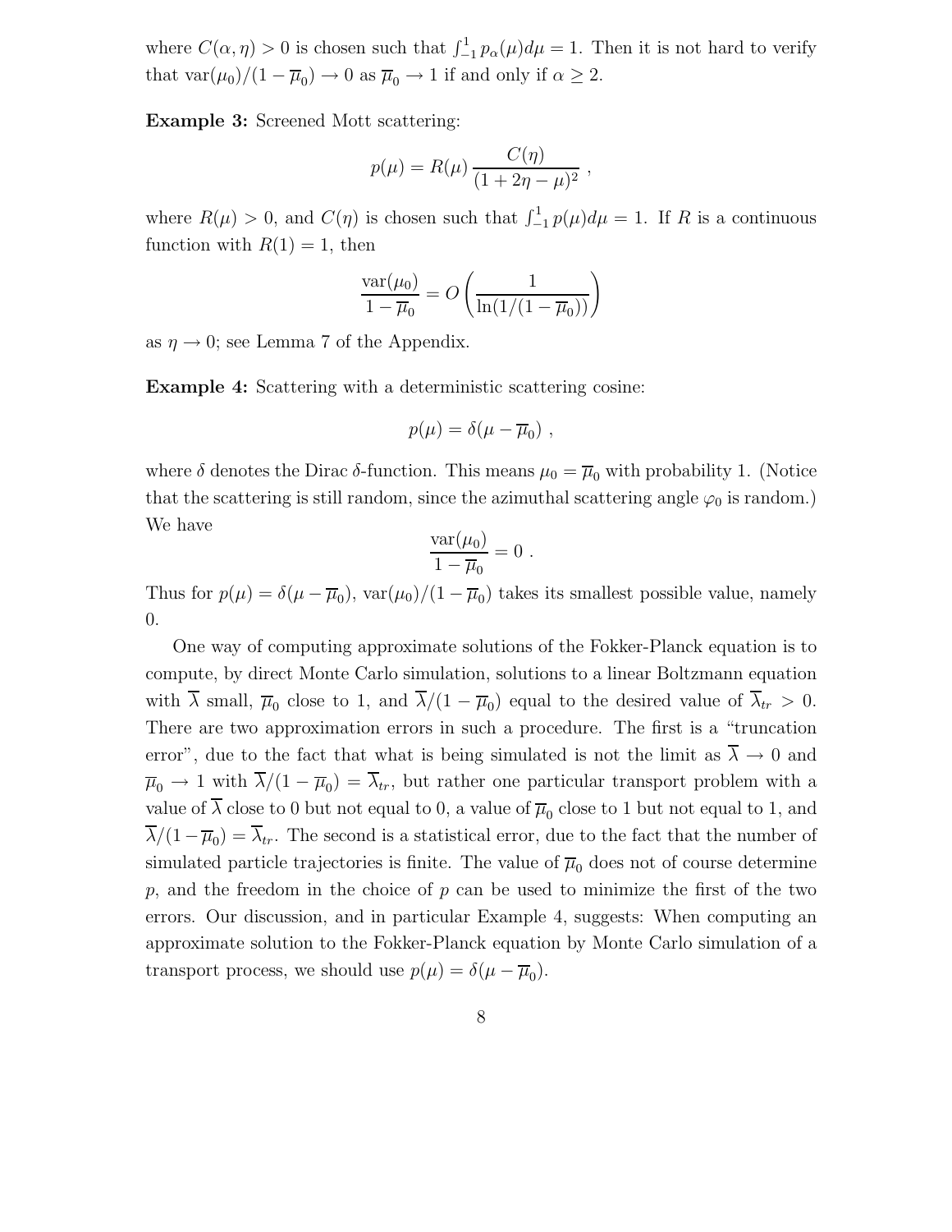where $C(\alpha, \eta) > 0$ is chosen such that $\int_{-1}^{1} p_\alpha(\mu) d\mu = 1$. Then it is not hard to verify that $\text{var}(\mu_0)/(1 - \overline{\mu}_0) \to 0$ as $\overline{\mu}_0 \to 1$ if and only if $\alpha \geq 2$.

**Example 3:** Screened Mott scattering:

$$p(\mu) = R(\mu) \frac{C(\eta)}{(1 + 2\eta - \mu)^2} ,$$

where $R(\mu) > 0$, and $C(\eta)$ is chosen such that $\int_{-1}^{1} p(\mu) d\mu = 1$. If $R$ is a continuous function with $R(1) = 1$, then

$$\frac{\text{var}(\mu_0)}{1 - \overline{\mu}_0} = O\left(\frac{1}{\ln(1/(1 - \overline{\mu}_0))}\right)$$

as $\eta \to 0$; see Lemma 7 of the Appendix.

**Example 4:** Scattering with a deterministic scattering cosine:

$$p(\mu) = \delta(\mu - \overline{\mu}_0) ,$$

where $\delta$ denotes the Dirac $\delta$-function. This means $\mu_0 = \overline{\mu}_0$ with probability 1. (Notice that the scattering is still random, since the azimuthal scattering angle $\varphi_0$ is random.) We have

$$\frac{\text{var}(\mu_0)}{1 - \overline{\mu}_0} = 0 .$$

Thus for $p(\mu) = \delta(\mu - \overline{\mu}_0)$, $\text{var}(\mu_0)/(1 - \overline{\mu}_0)$ takes its smallest possible value, namely 0.

One way of computing approximate solutions of the Fokker-Planck equation is to compute, by direct Monte Carlo simulation, solutions to a linear Boltzmann equation with $\overline{\lambda}$ small, $\overline{\mu}_0$ close to 1, and $\overline{\lambda}/(1 - \overline{\mu}_0)$ equal to the desired value of $\overline{\lambda}_{tr} > 0$. There are two approximation errors in such a procedure. The first is a "truncation error", due to the fact that what is being simulated is not the limit as $\overline{\lambda} \to 0$ and $\overline{\mu}_0 \to 1$ with $\overline{\lambda}/(1 - \overline{\mu}_0) = \overline{\lambda}_{tr}$, but rather one particular transport problem with a value of $\overline{\lambda}$ close to 0 but not equal to 0, a value of $\overline{\mu}_0$ close to 1 but not equal to 1, and $\overline{\lambda}/(1 - \overline{\mu}_0) = \overline{\lambda}_{tr}$. The second is a statistical error, due to the fact that the number of simulated particle trajectories is finite. The value of $\overline{\mu}_0$ does not of course determine $p$, and the freedom in the choice of $p$ can be used to minimize the first of the two errors. Our discussion, and in particular Example 4, suggests: When computing an approximate solution to the Fokker-Planck equation by Monte Carlo simulation of a transport process, we should use $p(\mu) = \delta(\mu - \overline{\mu}_0)$.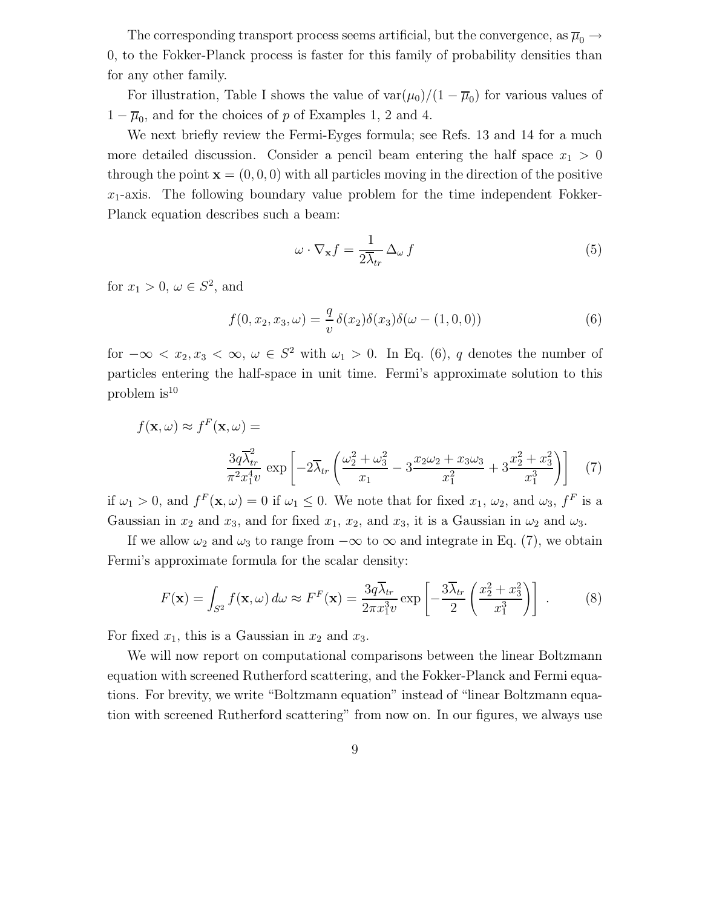The corresponding transport process seems artificial, but the convergence, as $\overline{\mu}_0 \to 0$, to the Fokker-Planck process is faster for this family of probability densities than for any other family.

For illustration, Table I shows the value of $\mathrm{var}(\mu_0)/(1-\overline{\mu}_0)$ for various values of $1-\overline{\mu}_0$, and for the choices of $p$ of Examples 1, 2 and 4.

We next briefly review the Fermi-Eyges formula; see Refs. 13 and 14 for a much more detailed discussion. Consider a pencil beam entering the half space $x_1 > 0$ through the point $\mathbf{x} = (0, 0, 0)$ with all particles moving in the direction of the positive $x_1$-axis. The following boundary value problem for the time independent Fokker-Planck equation describes such a beam:

$$\omega \cdot \nabla_{\mathbf{x}} f = \frac{1}{2\overline{\lambda}_{tr}} \Delta_\omega f \tag{5}$$

for $x_1 > 0$, $\omega \in S^2$, and

$$f(0, x_2, x_3, \omega) = \frac{q}{v} \delta(x_2)\delta(x_3)\delta(\omega - (1, 0, 0)) \tag{6}$$

for $-\infty < x_2, x_3 < \infty$, $\omega \in S^2$ with $\omega_1 > 0$. In Eq. (6), $q$ denotes the number of particles entering the half-space in unit time. Fermi's approximate solution to this problem is[10]

$$f(\mathbf{x}, \omega) \approx f^F(\mathbf{x}, \omega) = \frac{3q\overline{\lambda}_{tr}^2}{\pi^2 x_1^4 v} \exp\left[-2\overline{\lambda}_{tr}\left(\frac{\omega_2^2 + \omega_3^2}{x_1} - 3\frac{x_2\omega_2 + x_3\omega_3}{x_1^2} + 3\frac{x_2^2 + x_3^2}{x_1^3}\right)\right] \tag{7}$$

if $\omega_1 > 0$, and $f^F(\mathbf{x}, \omega) = 0$ if $\omega_1 \leq 0$. We note that for fixed $x_1$, $\omega_2$, and $\omega_3$, $f^F$ is a Gaussian in $x_2$ and $x_3$, and for fixed $x_1$, $x_2$, and $x_3$, it is a Gaussian in $\omega_2$ and $\omega_3$.

If we allow $\omega_2$ and $\omega_3$ to range from $-\infty$ to $\infty$ and integrate in Eq. (7), we obtain Fermi's approximate formula for the scalar density:

$$F(\mathbf{x}) = \int_{S^2} f(\mathbf{x}, \omega)\, d\omega \approx F^F(\mathbf{x}) = \frac{3q\overline{\lambda}_{tr}}{2\pi x_1^3 v} \exp\left[-\frac{3\overline{\lambda}_{tr}}{2}\left(\frac{x_2^2 + x_3^2}{x_1^3}\right)\right] . \tag{8}$$

For fixed $x_1$, this is a Gaussian in $x_2$ and $x_3$.

We will now report on computational comparisons between the linear Boltzmann equation with screened Rutherford scattering, and the Fokker-Planck and Fermi equations. For brevity, we write "Boltzmann equation" instead of "linear Boltzmann equation with screened Rutherford scattering" from now on. In our figures, we always use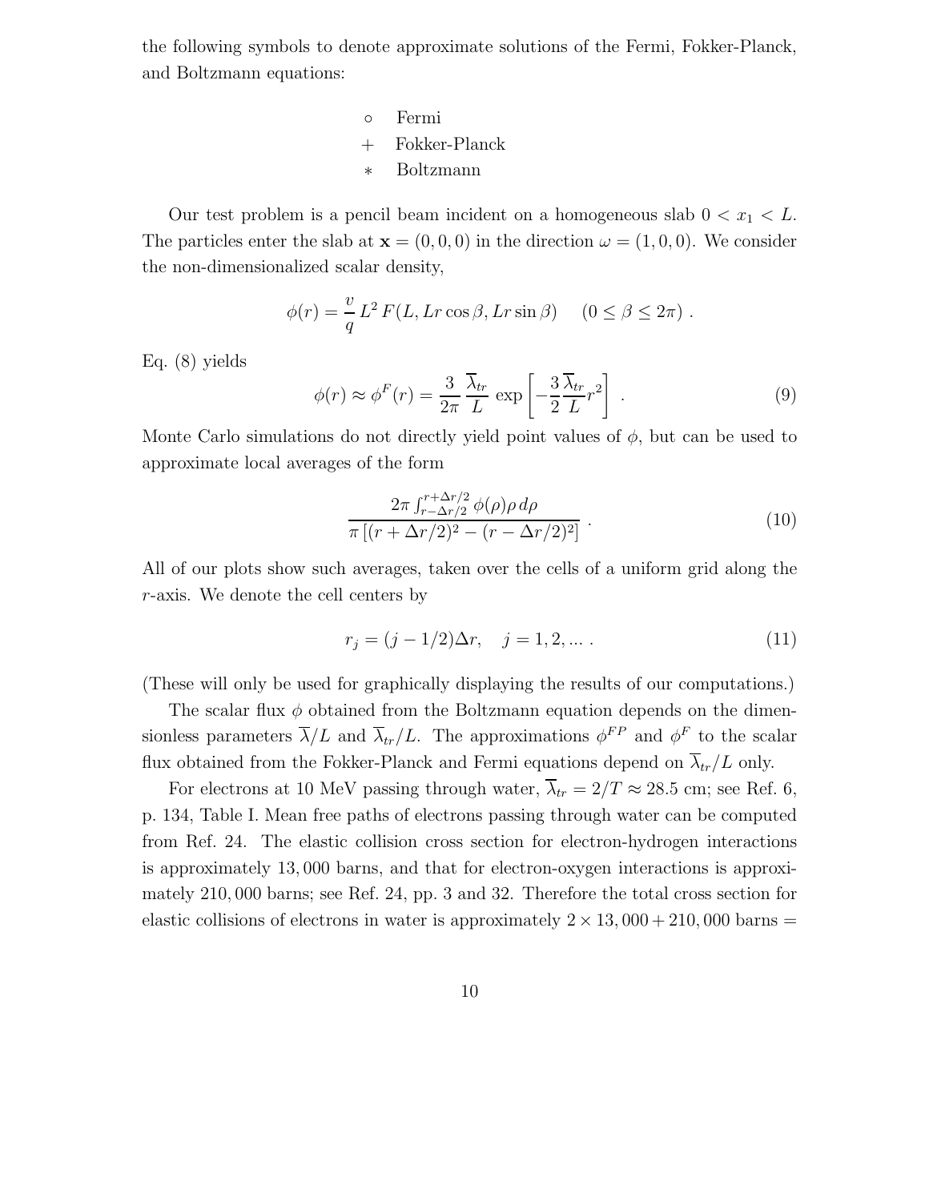the following symbols to denote approximate solutions of the Fermi, Fokker-Planck, and Boltzmann equations:

- $\circ$ Fermi
- $+$ Fokker-Planck
- $*$ Boltzmann

Our test problem is a pencil beam incident on a homogeneous slab $0 < x_1 < L$. The particles enter the slab at $\mathbf{x} = (0, 0, 0)$ in the direction $\omega = (1, 0, 0)$. We consider the non-dimensionalized scalar density,

$$\phi(r) = \frac{v}{q}\, L^2\, F(L, Lr\cos\beta, Lr\sin\beta) \quad (0 \leq \beta \leq 2\pi)\ .$$

Eq. (8) yields

$$\phi(r) \approx \phi^F(r) = \frac{3}{2\pi}\, \frac{\overline{\lambda}_{tr}}{L}\, \exp\left[-\frac{3}{2}\frac{\overline{\lambda}_{tr}}{L}r^2\right]\ . \tag{9}$$

Monte Carlo simulations do not directly yield point values of $\phi$, but can be used to approximate local averages of the form

$$\frac{2\pi \int_{r-\Delta r/2}^{r+\Delta r/2} \phi(\rho)\rho\, d\rho}{\pi\left[(r+\Delta r/2)^2 - (r-\Delta r/2)^2\right]}\ . \tag{10}$$

All of our plots show such averages, taken over the cells of a uniform grid along the $r$-axis. We denote the cell centers by

$$r_j = (j - 1/2)\Delta r, \quad j = 1, 2, \ldots\ . \tag{11}$$

(These will only be used for graphically displaying the results of our computations.)

The scalar flux $\phi$ obtained from the Boltzmann equation depends on the dimensionless parameters $\overline{\lambda}/L$ and $\overline{\lambda}_{tr}/L$. The approximations $\phi^{FP}$ and $\phi^F$ to the scalar flux obtained from the Fokker-Planck and Fermi equations depend on $\overline{\lambda}_{tr}/L$ only.

For electrons at 10 MeV passing through water, $\overline{\lambda}_{tr} = 2/T \approx 28.5$ cm; see Ref. 6, p. 134, Table I. Mean free paths of electrons passing through water can be computed from Ref. 24. The elastic collision cross section for electron-hydrogen interactions is approximately 13,000 barns, and that for electron-oxygen interactions is approximately 210,000 barns; see Ref. 24, pp. 3 and 32. Therefore the total cross section for elastic collisions of electrons in water is approximately $2 \times 13,000 + 210,000$ barns =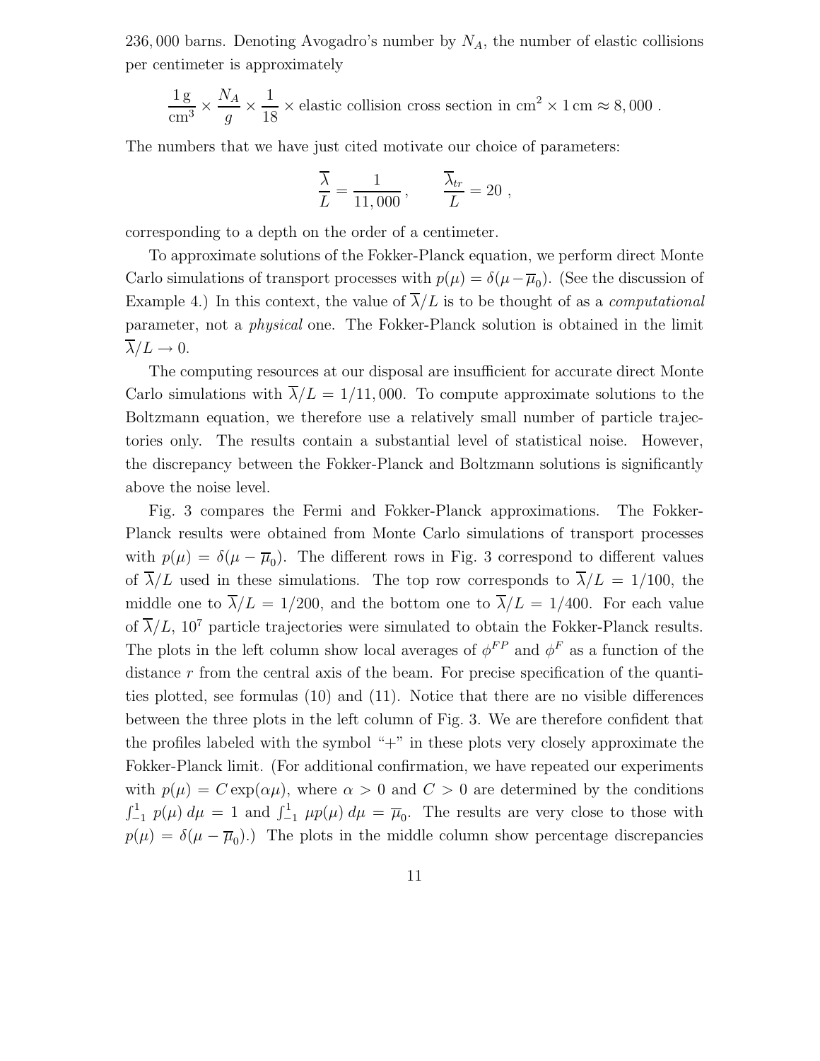236, 000 barns. Denoting Avogadro's number by $N_A$, the number of elastic collisions per centimeter is approximately

$$\frac{1\,\text{g}}{\text{cm}^3} \times \frac{N_A}{g} \times \frac{1}{18} \times \text{elastic collision cross section in cm}^2 \times 1\,\text{cm} \approx 8,000 \; .$$

The numbers that we have just cited motivate our choice of parameters:

$$\frac{\overline{\lambda}}{L} = \frac{1}{11,000} \, , \qquad \frac{\overline{\lambda}_{tr}}{L} = 20 \; ,$$

corresponding to a depth on the order of a centimeter.

To approximate solutions of the Fokker-Planck equation, we perform direct Monte Carlo simulations of transport processes with $p(\mu) = \delta(\mu - \overline{\mu}_0)$. (See the discussion of Example 4.) In this context, the value of $\overline{\lambda}/L$ is to be thought of as a *computational* parameter, not a *physical* one. The Fokker-Planck solution is obtained in the limit $\overline{\lambda}/L \to 0$.

The computing resources at our disposal are insufficient for accurate direct Monte Carlo simulations with $\overline{\lambda}/L = 1/11,000$. To compute approximate solutions to the Boltzmann equation, we therefore use a relatively small number of particle trajectories only. The results contain a substantial level of statistical noise. However, the discrepancy between the Fokker-Planck and Boltzmann solutions is significantly above the noise level.

Fig. 3 compares the Fermi and Fokker-Planck approximations. The Fokker-Planck results were obtained from Monte Carlo simulations of transport processes with $p(\mu) = \delta(\mu - \overline{\mu}_0)$. The different rows in Fig. 3 correspond to different values of $\overline{\lambda}/L$ used in these simulations. The top row corresponds to $\overline{\lambda}/L = 1/100$, the middle one to $\overline{\lambda}/L = 1/200$, and the bottom one to $\overline{\lambda}/L = 1/400$. For each value of $\overline{\lambda}/L$, $10^7$ particle trajectories were simulated to obtain the Fokker-Planck results. The plots in the left column show local averages of $\phi^{FP}$ and $\phi^F$ as a function of the distance $r$ from the central axis of the beam. For precise specification of the quantities plotted, see formulas (10) and (11). Notice that there are no visible differences between the three plots in the left column of Fig. 3. We are therefore confident that the profiles labeled with the symbol "+" in these plots very closely approximate the Fokker-Planck limit. (For additional confirmation, we have repeated our experiments with $p(\mu) = C \exp(\alpha\mu)$, where $\alpha > 0$ and $C > 0$ are determined by the conditions $\int_{-1}^{1} p(\mu)\, d\mu = 1$ and $\int_{-1}^{1} \mu p(\mu)\, d\mu = \overline{\mu}_0$. The results are very close to those with $p(\mu) = \delta(\mu - \overline{\mu}_0)$.) The plots in the middle column show percentage discrepancies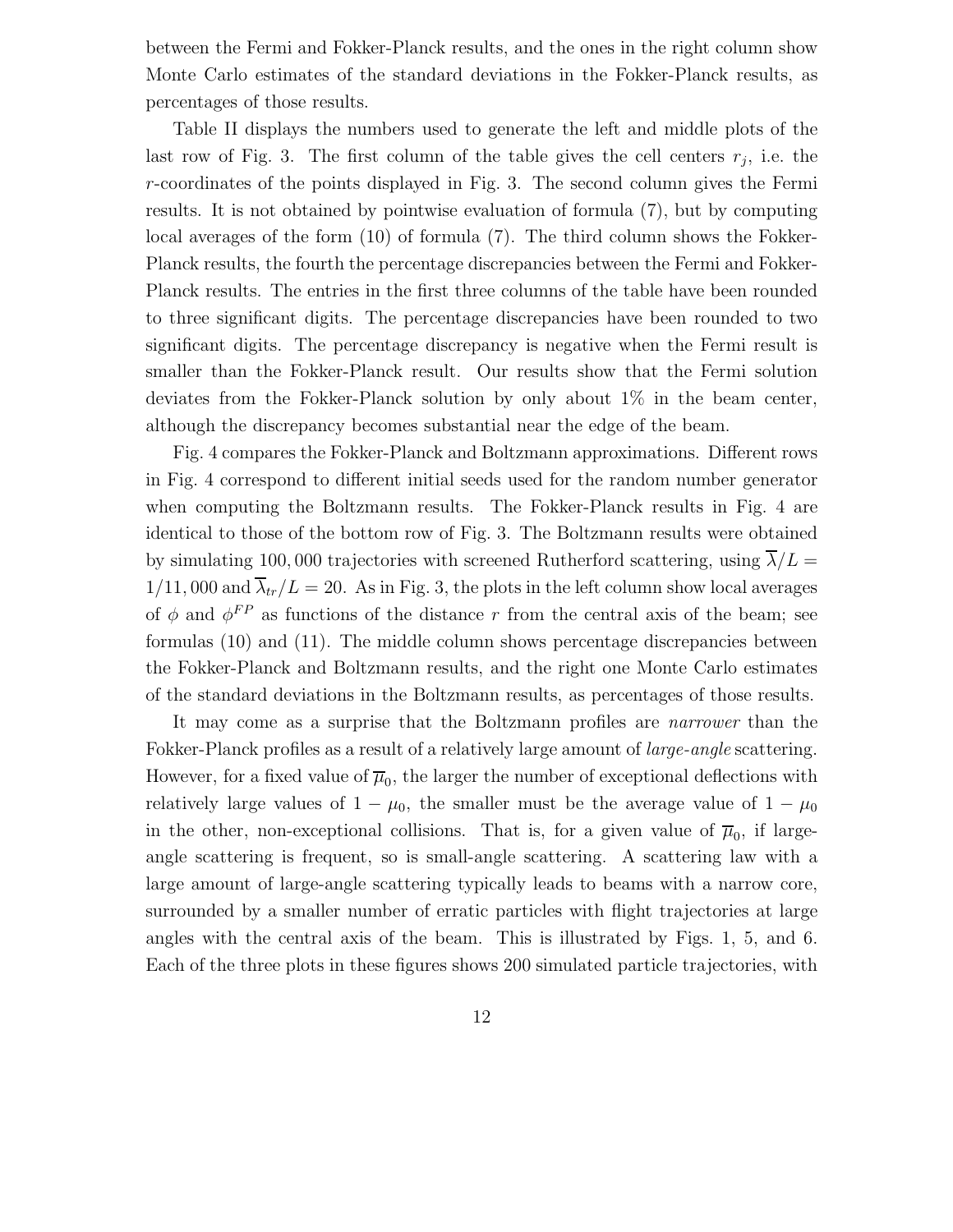between the Fermi and Fokker-Planck results, and the ones in the right column show Monte Carlo estimates of the standard deviations in the Fokker-Planck results, as percentages of those results.

Table II displays the numbers used to generate the left and middle plots of the last row of Fig. 3. The first column of the table gives the cell centers $r_j$, i.e. the $r$-coordinates of the points displayed in Fig. 3. The second column gives the Fermi results. It is not obtained by pointwise evaluation of formula (7), but by computing local averages of the form (10) of formula (7). The third column shows the Fokker-Planck results, the fourth the percentage discrepancies between the Fermi and Fokker-Planck results. The entries in the first three columns of the table have been rounded to three significant digits. The percentage discrepancies have been rounded to two significant digits. The percentage discrepancy is negative when the Fermi result is smaller than the Fokker-Planck result. Our results show that the Fermi solution deviates from the Fokker-Planck solution by only about 1% in the beam center, although the discrepancy becomes substantial near the edge of the beam.

Fig. 4 compares the Fokker-Planck and Boltzmann approximations. Different rows in Fig. 4 correspond to different initial seeds used for the random number generator when computing the Boltzmann results. The Fokker-Planck results in Fig. 4 are identical to those of the bottom row of Fig. 3. The Boltzmann results were obtained by simulating 100,000 trajectories with screened Rutherford scattering, using $\overline{\lambda}/L = 1/11,000$ and $\overline{\lambda}_{tr}/L = 20$. As in Fig. 3, the plots in the left column show local averages of $\phi$ and $\phi^{FP}$ as functions of the distance $r$ from the central axis of the beam; see formulas (10) and (11). The middle column shows percentage discrepancies between the Fokker-Planck and Boltzmann results, and the right one Monte Carlo estimates of the standard deviations in the Boltzmann results, as percentages of those results.

It may come as a surprise that the Boltzmann profiles are *narrower* than the Fokker-Planck profiles as a result of a relatively large amount of *large-angle* scattering. However, for a fixed value of $\overline{\mu}_0$, the larger the number of exceptional deflections with relatively large values of $1 - \mu_0$, the smaller must be the average value of $1 - \mu_0$ in the other, non-exceptional collisions. That is, for a given value of $\overline{\mu}_0$, if large-angle scattering is frequent, so is small-angle scattering. A scattering law with a large amount of large-angle scattering typically leads to beams with a narrow core, surrounded by a smaller number of erratic particles with flight trajectories at large angles with the central axis of the beam. This is illustrated by Figs. 1, 5, and 6. Each of the three plots in these figures shows 200 simulated particle trajectories, with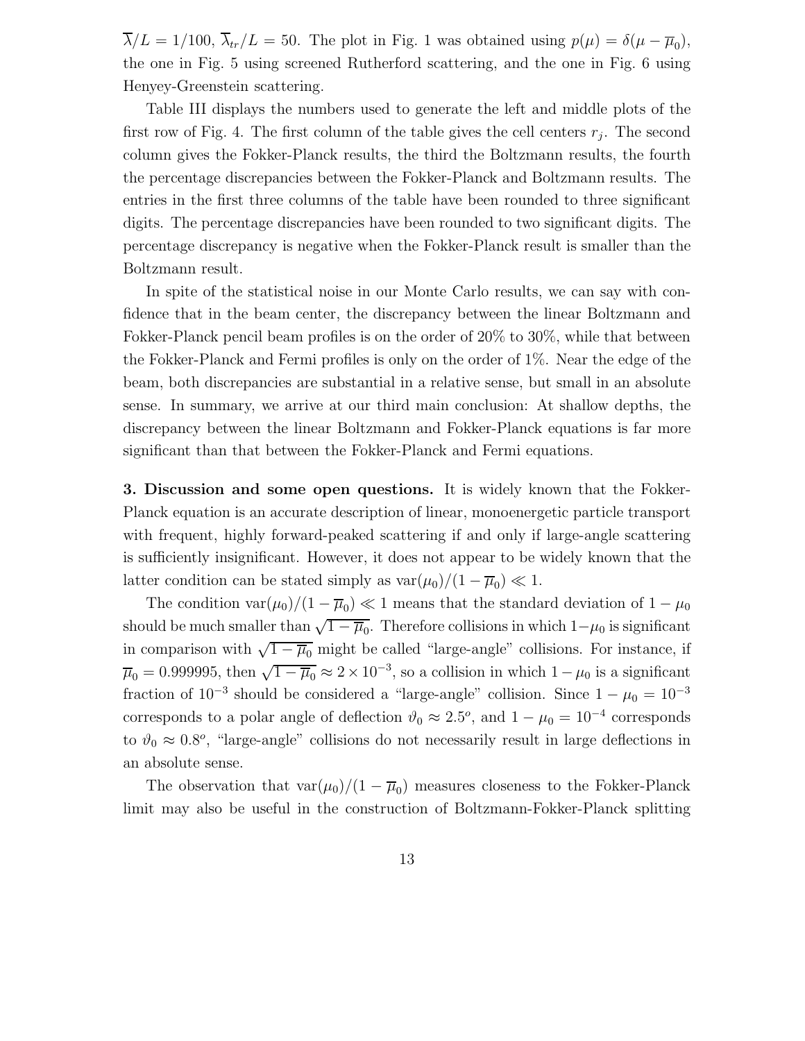$\overline{\lambda}/L = 1/100$, $\overline{\lambda}_{tr}/L = 50$. The plot in Fig. 1 was obtained using $p(\mu) = \delta(\mu - \overline{\mu}_0)$, the one in Fig. 5 using screened Rutherford scattering, and the one in Fig. 6 using Henyey-Greenstein scattering.

Table III displays the numbers used to generate the left and middle plots of the first row of Fig. 4. The first column of the table gives the cell centers $r_j$. The second column gives the Fokker-Planck results, the third the Boltzmann results, the fourth the percentage discrepancies between the Fokker-Planck and Boltzmann results. The entries in the first three columns of the table have been rounded to three significant digits. The percentage discrepancies have been rounded to two significant digits. The percentage discrepancy is negative when the Fokker-Planck result is smaller than the Boltzmann result.

In spite of the statistical noise in our Monte Carlo results, we can say with confidence that in the beam center, the discrepancy between the linear Boltzmann and Fokker-Planck pencil beam profiles is on the order of 20% to 30%, while that between the Fokker-Planck and Fermi profiles is only on the order of 1%. Near the edge of the beam, both discrepancies are substantial in a relative sense, but small in an absolute sense. In summary, we arrive at our third main conclusion: At shallow depths, the discrepancy between the linear Boltzmann and Fokker-Planck equations is far more significant than that between the Fokker-Planck and Fermi equations.

**3. Discussion and some open questions.** It is widely known that the Fokker-Planck equation is an accurate description of linear, monoenergetic particle transport with frequent, highly forward-peaked scattering if and only if large-angle scattering is sufficiently insignificant. However, it does not appear to be widely known that the latter condition can be stated simply as $\text{var}(\mu_0)/(1-\overline{\mu}_0) \ll 1$.

The condition $\text{var}(\mu_0)/(1-\overline{\mu}_0) \ll 1$ means that the standard deviation of $1-\mu_0$ should be much smaller than $\sqrt{1-\overline{\mu}_0}$. Therefore collisions in which $1-\mu_0$ is significant in comparison with $\sqrt{1-\overline{\mu}_0}$ might be called "large-angle" collisions. For instance, if $\overline{\mu}_0 = 0.999995$, then $\sqrt{1-\overline{\mu}_0} \approx 2 \times 10^{-3}$, so a collision in which $1-\mu_0$ is a significant fraction of $10^{-3}$ should be considered a "large-angle" collision. Since $1-\mu_0 = 10^{-3}$ corresponds to a polar angle of deflection $\vartheta_0 \approx 2.5^o$, and $1-\mu_0 = 10^{-4}$ corresponds to $\vartheta_0 \approx 0.8^o$, "large-angle" collisions do not necessarily result in large deflections in an absolute sense.

The observation that $\text{var}(\mu_0)/(1-\overline{\mu}_0)$ measures closeness to the Fokker-Planck limit may also be useful in the construction of Boltzmann-Fokker-Planck splitting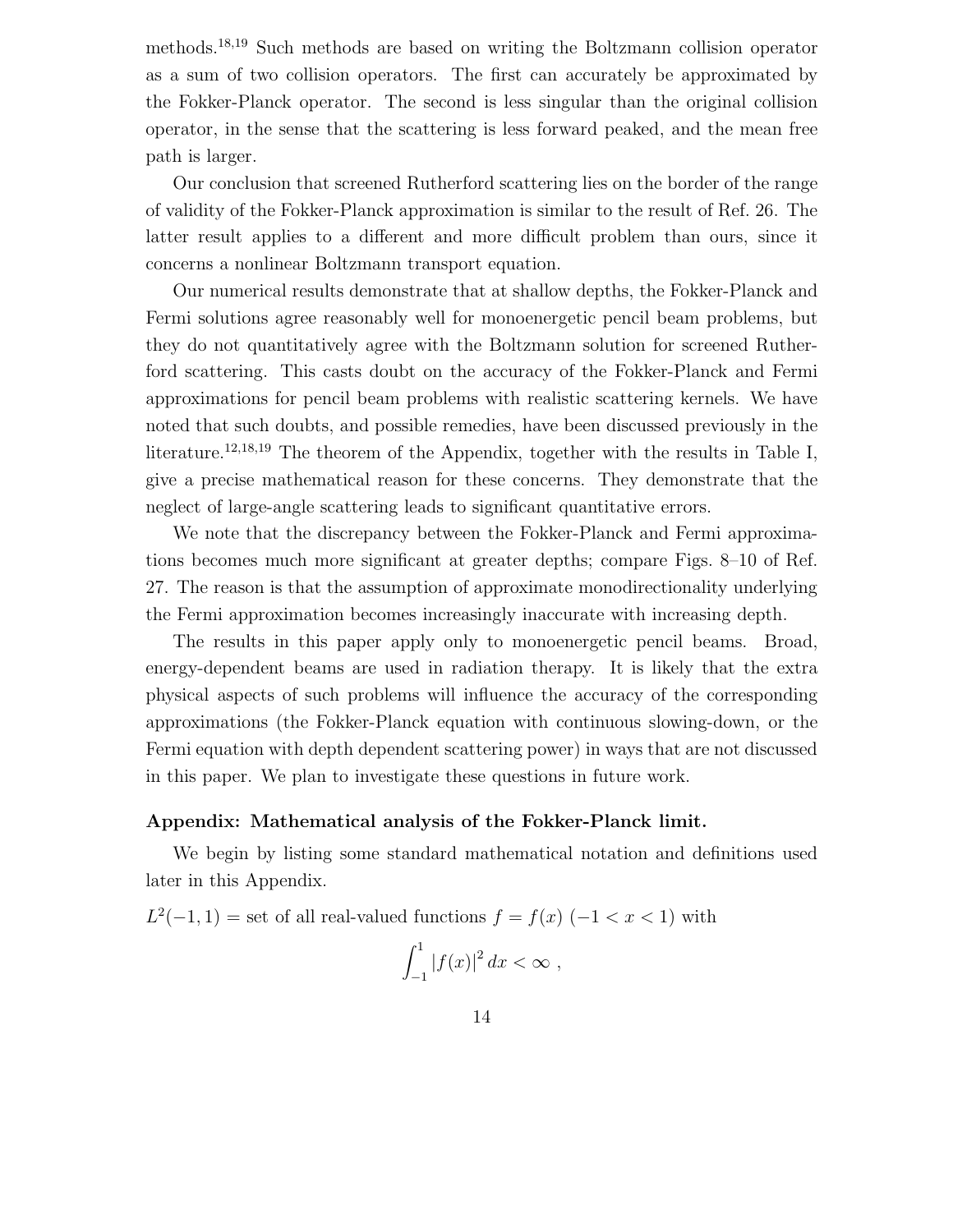methods.[18,19] Such methods are based on writing the Boltzmann collision operator as a sum of two collision operators. The first can accurately be approximated by the Fokker-Planck operator. The second is less singular than the original collision operator, in the sense that the scattering is less forward peaked, and the mean free path is larger.

Our conclusion that screened Rutherford scattering lies on the border of the range of validity of the Fokker-Planck approximation is similar to the result of Ref. 26. The latter result applies to a different and more difficult problem than ours, since it concerns a nonlinear Boltzmann transport equation.

Our numerical results demonstrate that at shallow depths, the Fokker-Planck and Fermi solutions agree reasonably well for monoenergetic pencil beam problems, but they do not quantitatively agree with the Boltzmann solution for screened Rutherford scattering. This casts doubt on the accuracy of the Fokker-Planck and Fermi approximations for pencil beam problems with realistic scattering kernels. We have noted that such doubts, and possible remedies, have been discussed previously in the literature.[12,18,19] The theorem of the Appendix, together with the results in Table I, give a precise mathematical reason for these concerns. They demonstrate that the neglect of large-angle scattering leads to significant quantitative errors.

We note that the discrepancy between the Fokker-Planck and Fermi approximations becomes much more significant at greater depths; compare Figs. 8–10 of Ref. 27. The reason is that the assumption of approximate monodirectionality underlying the Fermi approximation becomes increasingly inaccurate with increasing depth.

The results in this paper apply only to monoenergetic pencil beams. Broad, energy-dependent beams are used in radiation therapy. It is likely that the extra physical aspects of such problems will influence the accuracy of the corresponding approximations (the Fokker-Planck equation with continuous slowing-down, or the Fermi equation with depth dependent scattering power) in ways that are not discussed in this paper. We plan to investigate these questions in future work.

## Appendix: Mathematical analysis of the Fokker-Planck limit.

We begin by listing some standard mathematical notation and definitions used later in this Appendix.

$L^2(-1,1)$ = set of all real-valued functions $f = f(x)$ $(-1 < x < 1)$ with

$$\int_{-1}^{1} |f(x)|^2 \, dx < \infty \ ,$$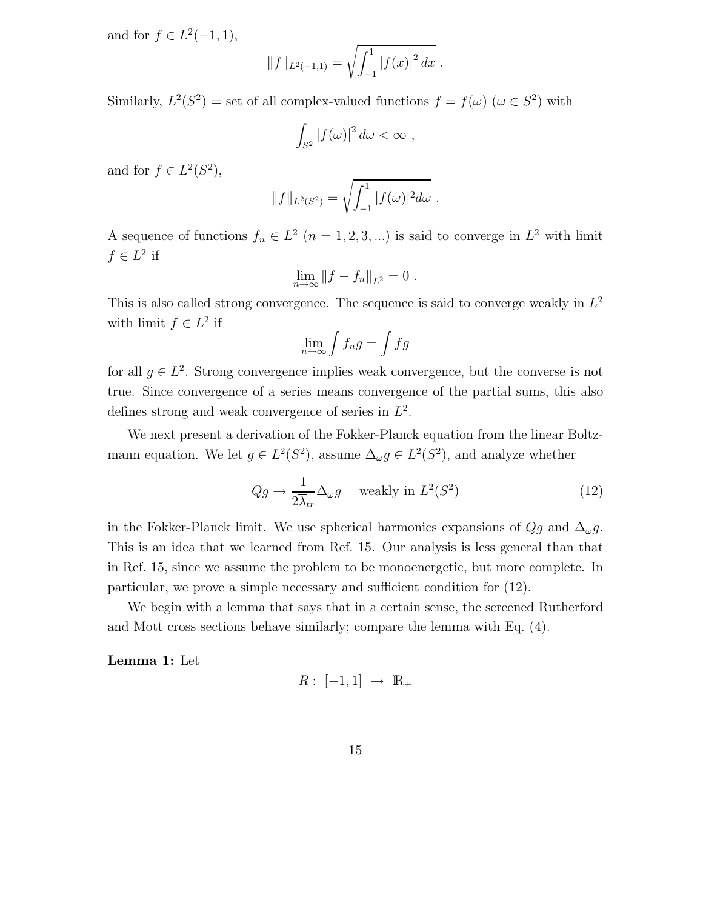and for $f \in L^2(-1,1)$,

$$\|f\|_{L^2(-1,1)} = \sqrt{\int_{-1}^{1} |f(x)|^2 \, dx} \ .$$

Similarly, $L^2(S^2)$ = set of all complex-valued functions $f = f(\omega)$ ($\omega \in S^2$) with

$$\int_{S^2} |f(\omega)|^2 \, d\omega < \infty \ ,$$

and for $f \in L^2(S^2)$,

$$\|f\|_{L^2(S^2)} = \sqrt{\int_{-1}^{1} |f(\omega)|^2 d\omega} \ .$$

A sequence of functions $f_n \in L^2$ ($n = 1, 2, 3, \ldots$) is said to converge in $L^2$ with limit $f \in L^2$ if

$$\lim_{n\to\infty} \|f - f_n\|_{L^2} = 0 \ .$$

This is also called strong convergence. The sequence is said to converge weakly in $L^2$ with limit $f \in L^2$ if

$$\lim_{n\to\infty} \int f_n g = \int f g$$

for all $g \in L^2$. Strong convergence implies weak convergence, but the converse is not true. Since convergence of a series means convergence of the partial sums, this also defines strong and weak convergence of series in $L^2$.

We next present a derivation of the Fokker-Planck equation from the linear Boltzmann equation. We let $g \in L^2(S^2)$, assume $\Delta_\omega g \in L^2(S^2)$, and analyze whether

$$Qg \to \frac{1}{2\overline{\lambda}_{tr}} \Delta_\omega g \quad \text{ weakly in } L^2(S^2) \tag{12}$$

in the Fokker-Planck limit. We use spherical harmonics expansions of $Qg$ and $\Delta_\omega g$. This is an idea that we learned from Ref. 15. Our analysis is less general than that in Ref. 15, since we assume the problem to be monoenergetic, but more complete. In particular, we prove a simple necessary and sufficient condition for (12).

We begin with a lemma that says that in a certain sense, the screened Rutherford and Mott cross sections behave similarly; compare the lemma with Eq. (4).

**Lemma 1:** Let

$$R : \ [-1, 1] \ \to \ \mathbb{R}_+$$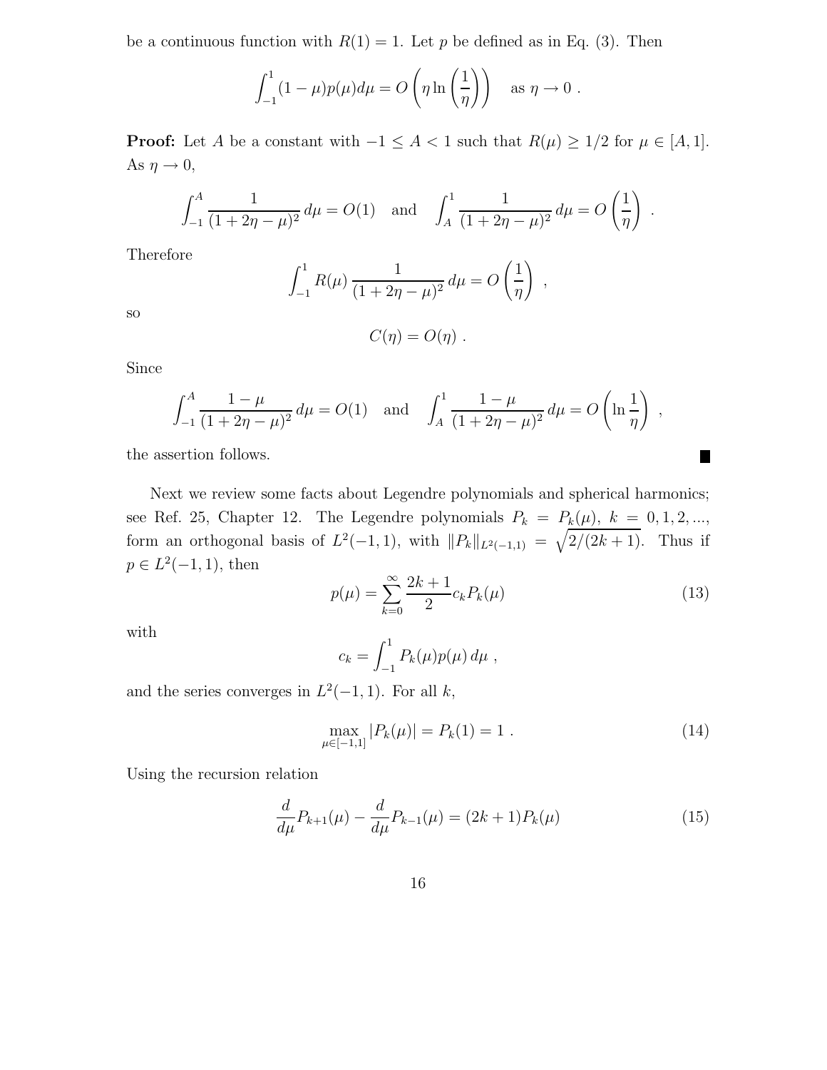be a continuous function with $R(1) = 1$. Let $p$ be defined as in Eq. (3). Then

$$\int_{-1}^{1} (1-\mu) p(\mu) d\mu = O\left(\eta \ln\left(\frac{1}{\eta}\right)\right) \quad \text{as } \eta \to 0 \ .$$

**Proof:** Let $A$ be a constant with $-1 \le A < 1$ such that $R(\mu) \ge 1/2$ for $\mu \in [A, 1]$. As $\eta \to 0$,

$$\int_{-1}^{A} \frac{1}{(1+2\eta-\mu)^2} \, d\mu = O(1) \quad \text{and} \quad \int_{A}^{1} \frac{1}{(1+2\eta-\mu)^2} \, d\mu = O\left(\frac{1}{\eta}\right) \ .$$

Therefore

$$\int_{-1}^{1} R(\mu) \, \frac{1}{(1+2\eta-\mu)^2} \, d\mu = O\left(\frac{1}{\eta}\right) \ ,$$

so

$$C(\eta) = O(\eta) \ .$$

Since

$$\int_{-1}^{A} \frac{1-\mu}{(1+2\eta-\mu)^2} \, d\mu = O(1) \quad \text{and} \quad \int_{A}^{1} \frac{1-\mu}{(1+2\eta-\mu)^2} \, d\mu = O\left(\ln \frac{1}{\eta}\right) \ ,$$

the assertion follows. ∎

Next we review some facts about Legendre polynomials and spherical harmonics; see Ref. 25, Chapter 12. The Legendre polynomials $P_k = P_k(\mu)$, $k = 0, 1, 2, \ldots$, form an orthogonal basis of $L^2(-1, 1)$, with $\|P_k\|_{L^2(-1,1)} = \sqrt{2/(2k+1)}$. Thus if $p \in L^2(-1, 1)$, then

$$p(\mu) = \sum_{k=0}^{\infty} \frac{2k+1}{2} c_k P_k(\mu) \tag{13}$$

with

$$c_k = \int_{-1}^{1} P_k(\mu) p(\mu) \, d\mu \ ,$$

and the series converges in $L^2(-1, 1)$. For all $k$,

$$\max_{\mu \in [-1,1]} |P_k(\mu)| = P_k(1) = 1 \ . \tag{14}$$

Using the recursion relation

$$\frac{d}{d\mu} P_{k+1}(\mu) - \frac{d}{d\mu} P_{k-1}(\mu) = (2k+1) P_k(\mu) \tag{15}$$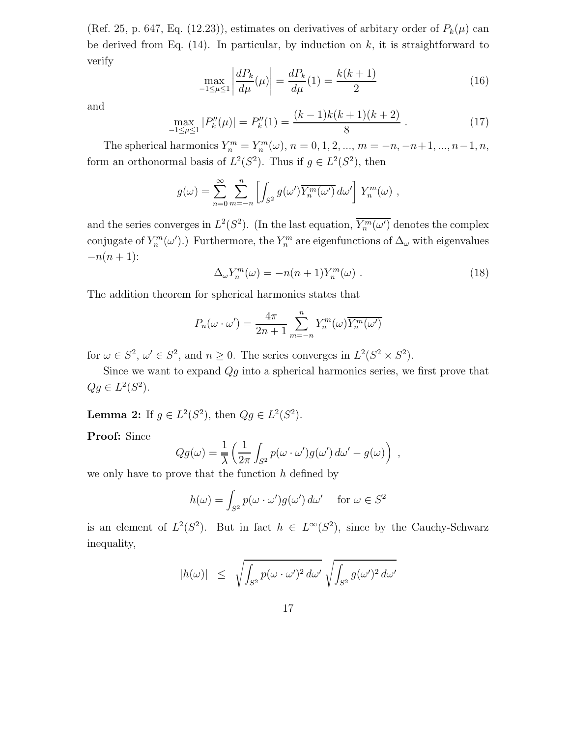(Ref. 25, p. 647, Eq. (12.23)), estimates on derivatives of arbitary order of $P_k(\mu)$ can be derived from Eq. (14). In particular, by induction on $k$, it is straightforward to verify

$$\max_{-1\leq\mu\leq 1}\left|\frac{dP_k}{d\mu}(\mu)\right| = \frac{dP_k}{d\mu}(1) = \frac{k(k+1)}{2} \tag{16}$$

and

$$\max_{-1\leq\mu\leq 1}|P_k''(\mu)| = P_k''(1) = \frac{(k-1)k(k+1)(k+2)}{8} \, . \tag{17}$$

The spherical harmonics $Y_n^m = Y_n^m(\omega)$, $n = 0, 1, 2, ...$, $m = -n, -n+1, ..., n-1, n$, form an orthonormal basis of $L^2(S^2)$. Thus if $g \in L^2(S^2)$, then

$$g(\omega) = \sum_{n=0}^{\infty}\sum_{m=-n}^{n}\left[\int_{S^2} g(\omega')\overline{Y_n^m(\omega')}\, d\omega'\right] Y_n^m(\omega) \ ,$$

and the series converges in $L^2(S^2)$. (In the last equation, $\overline{Y_n^m(\omega')}$ denotes the complex conjugate of $Y_n^m(\omega')$.) Furthermore, the $Y_n^m$ are eigenfunctions of $\Delta_\omega$ with eigenvalues $-n(n+1)$:

$$\Delta_\omega Y_n^m(\omega) = -n(n+1)Y_n^m(\omega) \ . \tag{18}$$

The addition theorem for spherical harmonics states that

$$P_n(\omega\cdot\omega') = \frac{4\pi}{2n+1}\sum_{m=-n}^{n} Y_n^m(\omega)\overline{Y_n^m(\omega')}$$

for $\omega \in S^2$, $\omega' \in S^2$, and $n \geq 0$. The series converges in $L^2(S^2 \times S^2)$.

Since we want to expand $Qg$ into a spherical harmonics series, we first prove that $Qg \in L^2(S^2)$.

**Lemma 2:** If $g \in L^2(S^2)$, then $Qg \in L^2(S^2)$.

**Proof:** Since

$$Qg(\omega) = \frac{1}{\overline{\lambda}}\left(\frac{1}{2\pi}\int_{S^2} p(\omega\cdot\omega')g(\omega')\, d\omega' - g(\omega)\right) \ ,$$

we only have to prove that the function $h$ defined by

$$h(\omega) = \int_{S^2} p(\omega\cdot\omega')g(\omega')\, d\omega' \quad \text{ for } \omega \in S^2$$

is an element of $L^2(S^2)$. But in fact $h \in L^\infty(S^2)$, since by the Cauchy-Schwarz inequality,

$$|h(\omega)| \ \leq \ \sqrt{\int_{S^2} p(\omega\cdot\omega')^2\, d\omega'}\ \sqrt{\int_{S^2} g(\omega')^2\, d\omega'}$$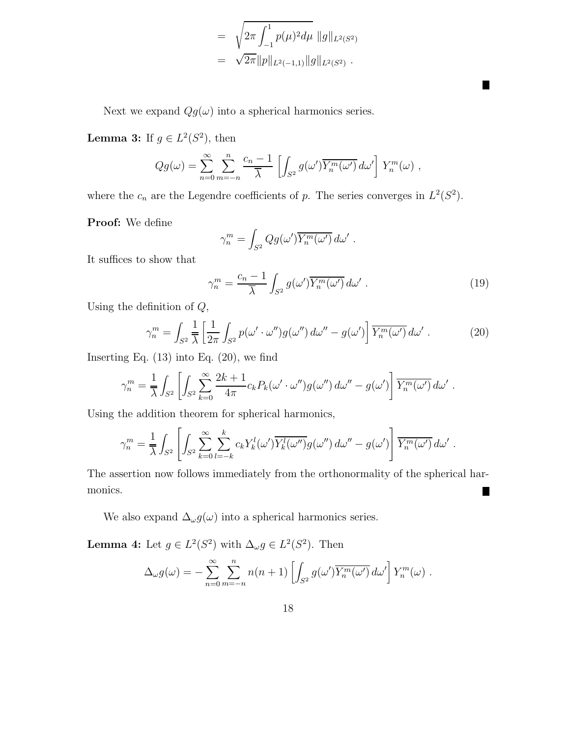$$
\begin{aligned}
&= \sqrt{2\pi \int_{-1}^{1} p(\mu)^2 d\mu} \; \|g\|_{L^2(S^2)} \\
&= \sqrt{2\pi} \|p\|_{L^2(-1,1)} \|g\|_{L^2(S^2)} \; .
\end{aligned}
$$

■

Next we expand $Qg(\omega)$ into a spherical harmonics series.

**Lemma 3:** If $g \in L^2(S^2)$, then

$$
Qg(\omega) = \sum_{n=0}^{\infty} \sum_{m=-n}^{n} \frac{c_n - 1}{\overline{\lambda}} \left[ \int_{S^2} g(\omega') \overline{Y_n^m(\omega')} \, d\omega' \right] Y_n^m(\omega) \; ,
$$

where the $c_n$ are the Legendre coefficients of $p$. The series converges in $L^2(S^2)$.

**Proof:** We define

$$
\gamma_n^m = \int_{S^2} Qg(\omega') \overline{Y_n^m(\omega')} \, d\omega' \; .
$$

It suffices to show that

$$
\gamma_n^m = \frac{c_n - 1}{\overline{\lambda}} \int_{S^2} g(\omega') \overline{Y_n^m(\omega')} \, d\omega' \; . \tag{19}
$$

Using the definition of $Q$,

$$
\gamma_n^m = \int_{S^2} \frac{1}{\overline{\lambda}} \left[ \frac{1}{2\pi} \int_{S^2} p(\omega' \cdot \omega'') g(\omega'') \, d\omega'' - g(\omega') \right] \overline{Y_n^m(\omega')} \, d\omega' \; . \tag{20}
$$

Inserting Eq. (13) into Eq. (20), we find

$$
\gamma_n^m = \frac{1}{\overline{\lambda}} \int_{S^2} \left[ \int_{S^2} \sum_{k=0}^{\infty} \frac{2k+1}{4\pi} c_k P_k(\omega' \cdot \omega'') g(\omega'') \, d\omega'' - g(\omega') \right] \overline{Y_n^m(\omega')} \, d\omega' \; .
$$

Using the addition theorem for spherical harmonics,

$$
\gamma_n^m = \frac{1}{\overline{\lambda}} \int_{S^2} \left[ \int_{S^2} \sum_{k=0}^{\infty} \sum_{l=-k}^{k} c_k Y_k^l(\omega') \overline{Y_k^l(\omega'')} g(\omega'') \, d\omega'' - g(\omega') \right] \overline{Y_n^m(\omega')} \, d\omega' \; .
$$

The assertion now follows immediately from the orthonormality of the spherical harmonics. ■

We also expand $\Delta_\omega g(\omega)$ into a spherical harmonics series.

**Lemma 4:** Let $g \in L^2(S^2)$ with $\Delta_\omega g \in L^2(S^2)$. Then

$$
\Delta_\omega g(\omega) = - \sum_{n=0}^{\infty} \sum_{m=-n}^{n} n(n+1) \left[ \int_{S^2} g(\omega') \overline{Y_n^m(\omega')} \, d\omega' \right] Y_n^m(\omega) \; .
$$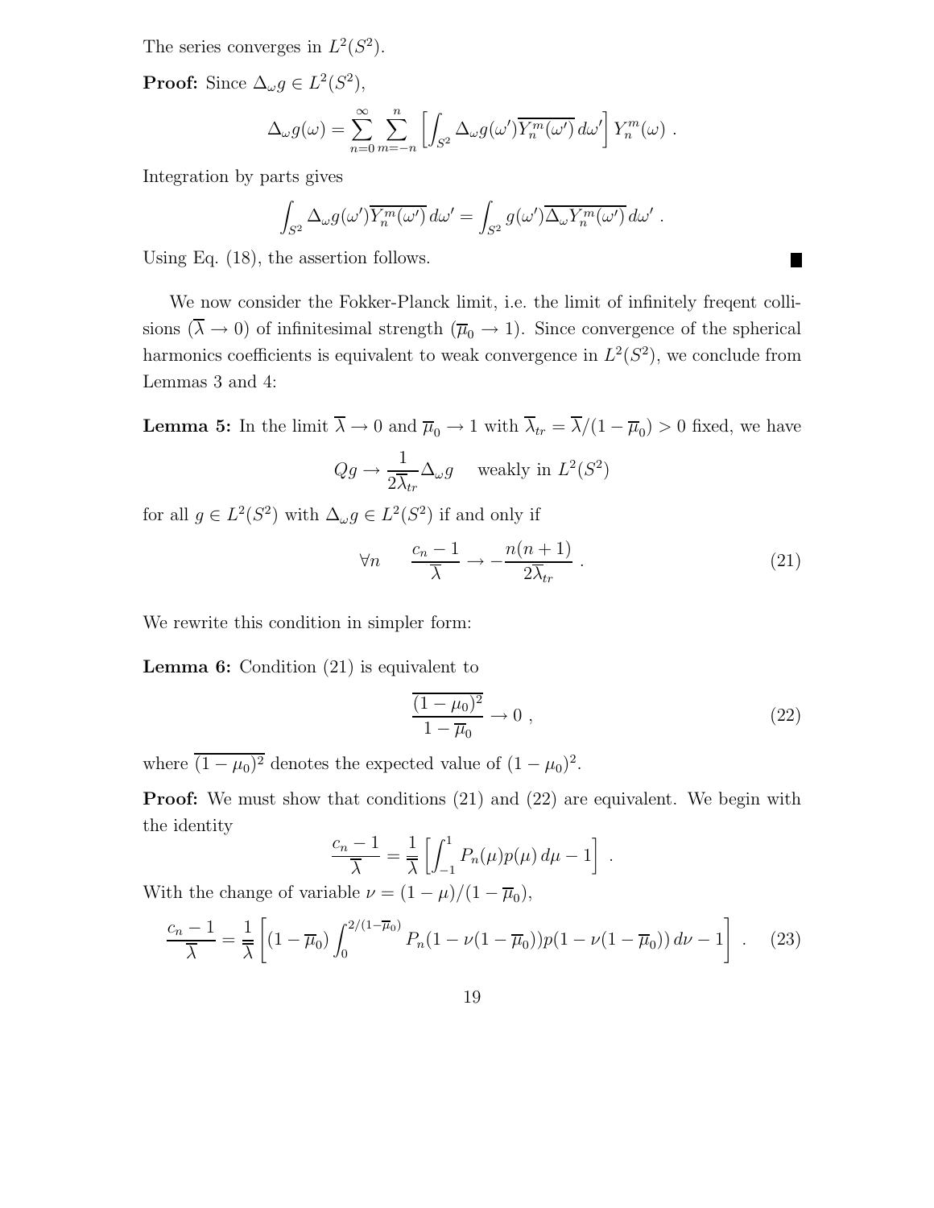The series converges in $L^2(S^2)$.

**Proof:** Since $\Delta_\omega g \in L^2(S^2)$,

$$\Delta_\omega g(\omega) = \sum_{n=0}^{\infty} \sum_{m=-n}^{n} \left[ \int_{S^2} \Delta_\omega g(\omega') \overline{Y_n^m(\omega')} \, d\omega' \right] Y_n^m(\omega) \ .$$

Integration by parts gives

$$\int_{S^2} \Delta_\omega g(\omega') \overline{Y_n^m(\omega')} \, d\omega' = \int_{S^2} g(\omega') \overline{\Delta_\omega Y_n^m(\omega')} \, d\omega' \ .$$

Using Eq. (18), the assertion follows. ∎

We now consider the Fokker-Planck limit, i.e. the limit of infinitely freqent collisions ($\overline{\lambda} \to 0$) of infinitesimal strength ($\overline{\mu}_0 \to 1$). Since convergence of the spherical harmonics coefficients is equivalent to weak convergence in $L^2(S^2)$, we conclude from Lemmas 3 and 4:

**Lemma 5:** In the limit $\overline{\lambda} \to 0$ and $\overline{\mu}_0 \to 1$ with $\overline{\lambda}_{tr} = \overline{\lambda}/(1 - \overline{\mu}_0) > 0$ fixed, we have

$$Qg \to \frac{1}{2\overline{\lambda}_{tr}} \Delta_\omega g \quad \text{ weakly in } L^2(S^2)$$

for all $g \in L^2(S^2)$ with $\Delta_\omega g \in L^2(S^2)$ if and only if

$$\forall n \qquad \frac{c_n - 1}{\overline{\lambda}} \to -\frac{n(n+1)}{2\overline{\lambda}_{tr}} \ . \tag{21}$$

We rewrite this condition in simpler form:

**Lemma 6:** Condition (21) is equivalent to

$$\frac{\overline{(1-\mu_0)^2}}{1 - \overline{\mu}_0} \to 0 \ , \tag{22}$$

where $\overline{(1-\mu_0)^2}$ denotes the expected value of $(1-\mu_0)^2$.

**Proof:** We must show that conditions (21) and (22) are equivalent. We begin with the identity

$$\frac{c_n - 1}{\overline{\lambda}} = \frac{1}{\overline{\lambda}} \left[ \int_{-1}^{1} P_n(\mu) p(\mu) \, d\mu - 1 \right] \ .$$

With the change of variable $\nu = (1-\mu)/(1-\overline{\mu}_0)$,

$$\frac{c_n - 1}{\overline{\lambda}} = \frac{1}{\overline{\lambda}} \left[ (1-\overline{\mu}_0) \int_{0}^{2/(1-\overline{\mu}_0)} P_n(1 - \nu(1-\overline{\mu}_0)) p(1 - \nu(1-\overline{\mu}_0)) \, d\nu - 1 \right] \ . \tag{23}$$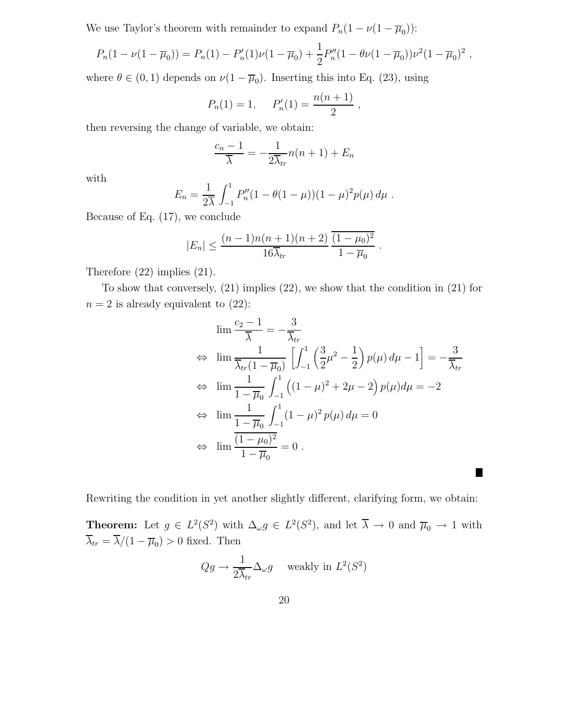We use Taylor's theorem with remainder to expand $P_n(1-\nu(1-\overline{\mu}_0))$:

$$P_n(1-\nu(1-\overline{\mu}_0)) = P_n(1) - P_n'(1)\nu(1-\overline{\mu}_0) + \frac{1}{2}P_n''(1-\theta\nu(1-\overline{\mu}_0))\nu^2(1-\overline{\mu}_0)^2 ,$$

where $\theta \in (0,1)$ depends on $\nu(1-\overline{\mu}_0)$. Inserting this into Eq. (23), using

$$P_n(1) = 1, \quad P_n'(1) = \frac{n(n+1)}{2} ,$$

then reversing the change of variable, we obtain:

$$\frac{c_n - 1}{\overline{\lambda}} = -\frac{1}{2\overline{\lambda}_{tr}}n(n+1) + E_n$$

with

$$E_n = \frac{1}{2\overline{\lambda}}\int_{-1}^{1} P_n''(1-\theta(1-\mu))(1-\mu)^2 p(\mu)\, d\mu .$$

Because of Eq. (17), we conclude

$$|E_n| \leq \frac{(n-1)n(n+1)(n+2)}{16\overline{\lambda}_{tr}} \frac{\overline{(1-\mu_0)^2}}{1-\overline{\mu}_0} .$$

Therefore (22) implies (21).

To show that conversely, (21) implies (22), we show that the condition in (21) for $n = 2$ is already equivalent to (22):

$$\begin{aligned}
& \lim \frac{c_2 - 1}{\overline{\lambda}} = -\frac{3}{\overline{\lambda}_{tr}} \\
\Leftrightarrow \quad & \lim \frac{1}{\overline{\lambda}_{tr}(1-\overline{\mu}_0)} \left[\int_{-1}^{1}\left(\frac{3}{2}\mu^2 - \frac{1}{2}\right)p(\mu)\, d\mu - 1\right] = -\frac{3}{\overline{\lambda}_{tr}} \\
\Leftrightarrow \quad & \lim \frac{1}{1-\overline{\mu}_0}\int_{-1}^{1}\left((1-\mu)^2 + 2\mu - 2\right)p(\mu)d\mu = -2 \\
\Leftrightarrow \quad & \lim \frac{1}{1-\overline{\mu}_0}\int_{-1}^{1}(1-\mu)^2 p(\mu)\, d\mu = 0 \\
\Leftrightarrow \quad & \lim \frac{\overline{(1-\mu_0)^2}}{1-\overline{\mu}_0} = 0 .
\end{aligned}$$

∎

Rewriting the condition in yet another slightly different, clarifying form, we obtain:

**Theorem:** Let $g \in L^2(S^2)$ with $\Delta_\omega g \in L^2(S^2)$, and let $\overline{\lambda} \to 0$ and $\overline{\mu}_0 \to 1$ with $\overline{\lambda}_{tr} = \overline{\lambda}/(1-\overline{\mu}_0) > 0$ fixed. Then

$$Qg \to \frac{1}{2\overline{\lambda}_{tr}}\Delta_\omega g \quad \text{weakly in } L^2(S^2)$$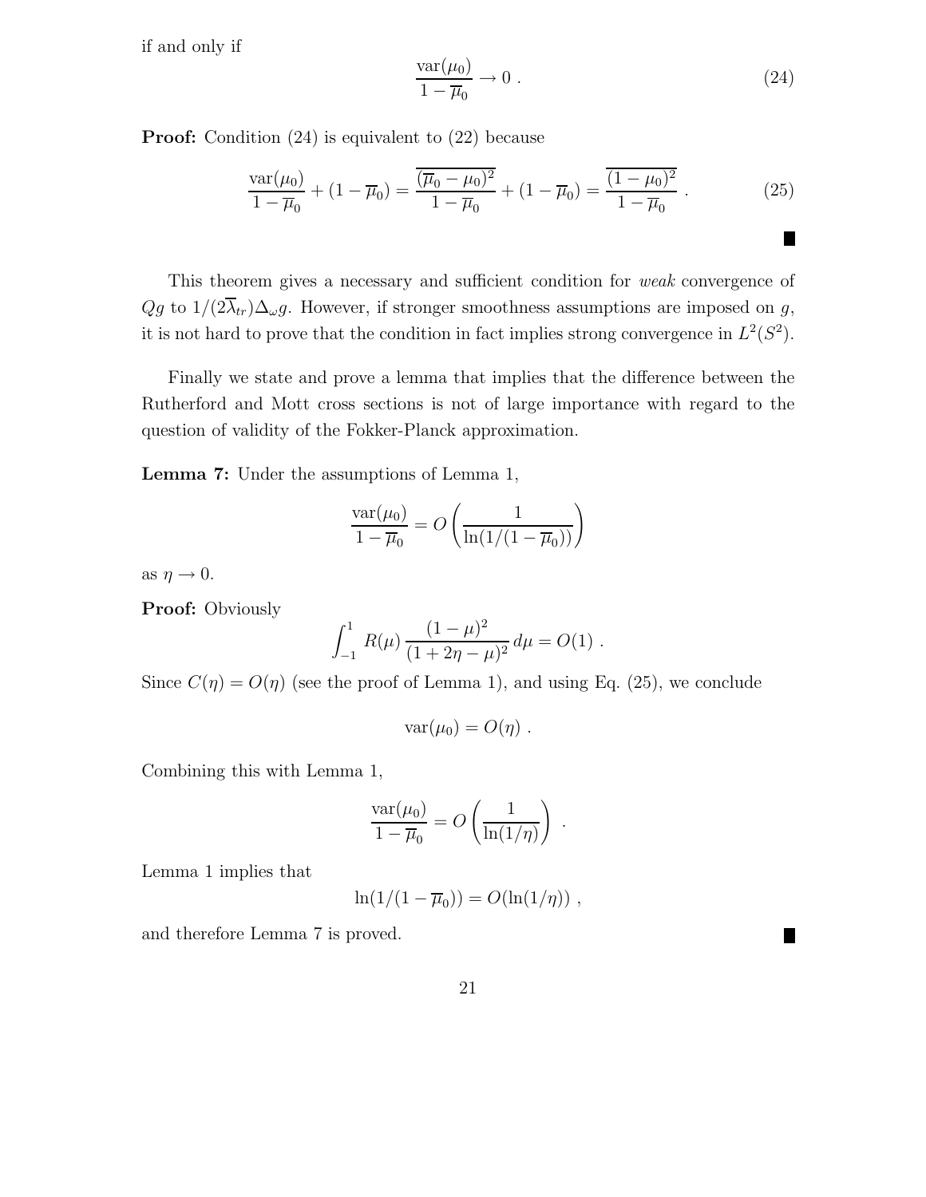if and only if

$$\frac{\text{var}(\mu_0)}{1-\overline{\mu}_0} \to 0 \ . \tag{24}$$

**Proof:** Condition (24) is equivalent to (22) because

$$\frac{\text{var}(\mu_0)}{1-\overline{\mu}_0} + (1-\overline{\mu}_0) = \frac{\overline{(\overline{\mu}_0 - \mu_0)^2}}{1-\overline{\mu}_0} + (1-\overline{\mu}_0) = \frac{\overline{(1-\mu_0)^2}}{1-\overline{\mu}_0} \ . \tag{25}$$

∎

This theorem gives a necessary and sufficient condition for *weak* convergence of $Qg$ to $1/(2\overline{\lambda}_{tr})\Delta_\omega g$. However, if stronger smoothness assumptions are imposed on $g$, it is not hard to prove that the condition in fact implies strong convergence in $L^2(S^2)$.

Finally we state and prove a lemma that implies that the difference between the Rutherford and Mott cross sections is not of large importance with regard to the question of validity of the Fokker-Planck approximation.

**Lemma 7:** Under the assumptions of Lemma 1,

$$\frac{\text{var}(\mu_0)}{1-\overline{\mu}_0} = O\left(\frac{1}{\ln(1/(1-\overline{\mu}_0))}\right)$$

as $\eta \to 0$.

**Proof:** Obviously

$$\int_{-1}^{1} R(\mu)\, \frac{(1-\mu)^2}{(1+2\eta-\mu)^2}\, d\mu = O(1) \ .$$

Since $C(\eta) = O(\eta)$ (see the proof of Lemma 1), and using Eq. (25), we conclude

$$\text{var}(\mu_0) = O(\eta) \ .$$

Combining this with Lemma 1,

$$\frac{\text{var}(\mu_0)}{1-\overline{\mu}_0} = O\left(\frac{1}{\ln(1/\eta)}\right) \ .$$

Lemma 1 implies that

$$\ln(1/(1-\overline{\mu}_0)) = O(\ln(1/\eta)) \ ,$$

and therefore Lemma 7 is proved. ∎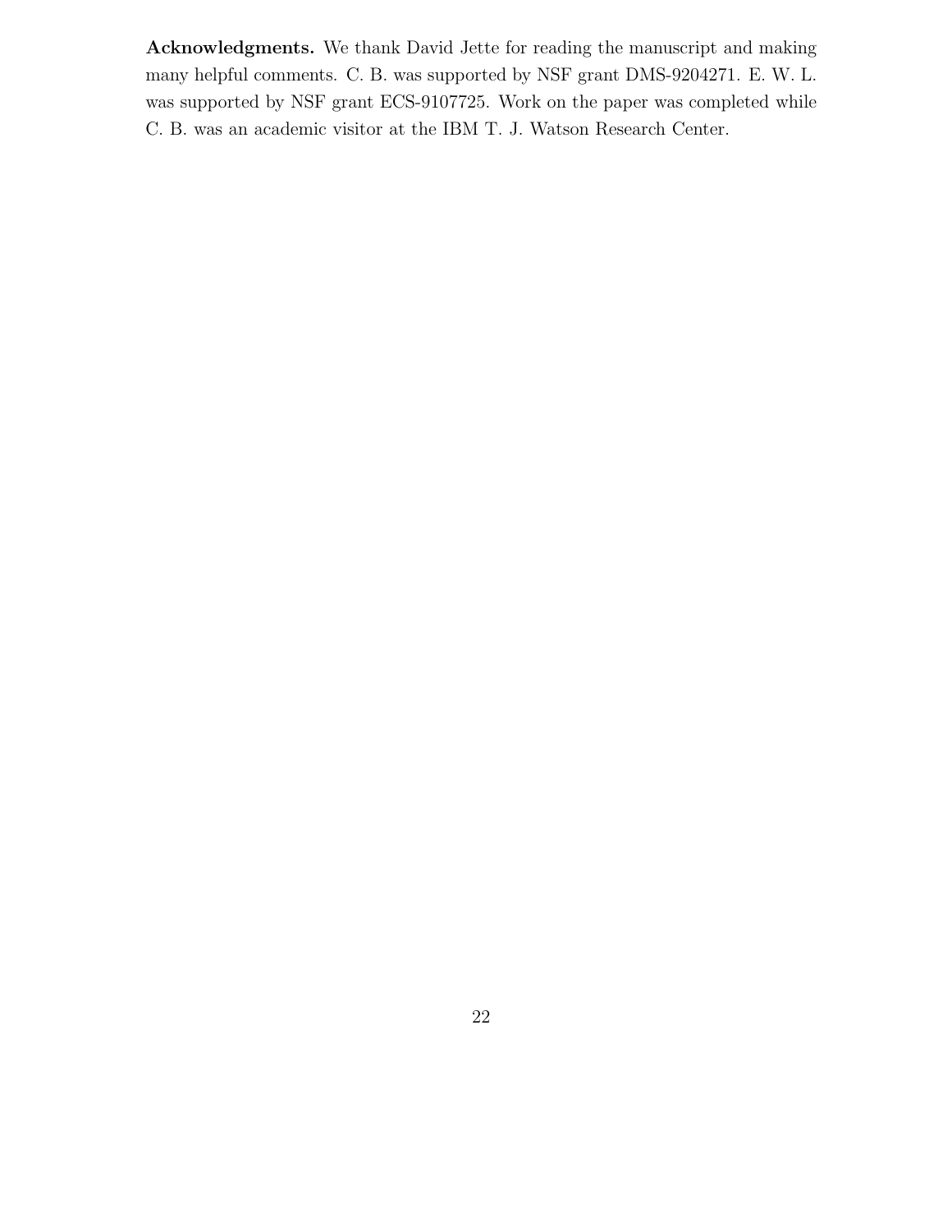**Acknowledgments.** We thank David Jette for reading the manuscript and making many helpful comments. C. B. was supported by NSF grant DMS-9204271. E. W. L. was supported by NSF grant ECS-9107725. Work on the paper was completed while C. B. was an academic visitor at the IBM T. J. Watson Research Center.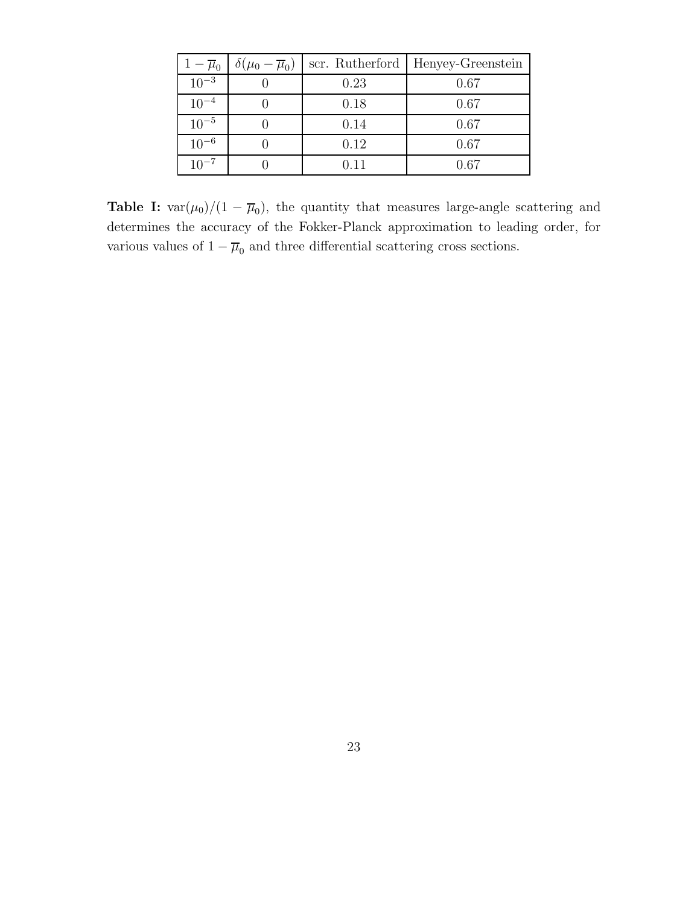| $1-\overline{\mu}_0$ | $\delta(\mu_0-\overline{\mu}_0)$ | scr. Rutherford | Henyey-Greenstein |
|---|---|---|---|
| $10^{-3}$ | 0 | 0.23 | 0.67 |
| $10^{-4}$ | 0 | 0.18 | 0.67 |
| $10^{-5}$ | 0 | 0.14 | 0.67 |
| $10^{-6}$ | 0 | 0.12 | 0.67 |
| $10^{-7}$ | 0 | 0.11 | 0.67 |

**Table I:** $\text{var}(\mu_0)/(1-\overline{\mu}_0)$, the quantity that measures large-angle scattering and determines the accuracy of the Fokker-Planck approximation to leading order, for various values of $1-\overline{\mu}_0$ and three differential scattering cross sections.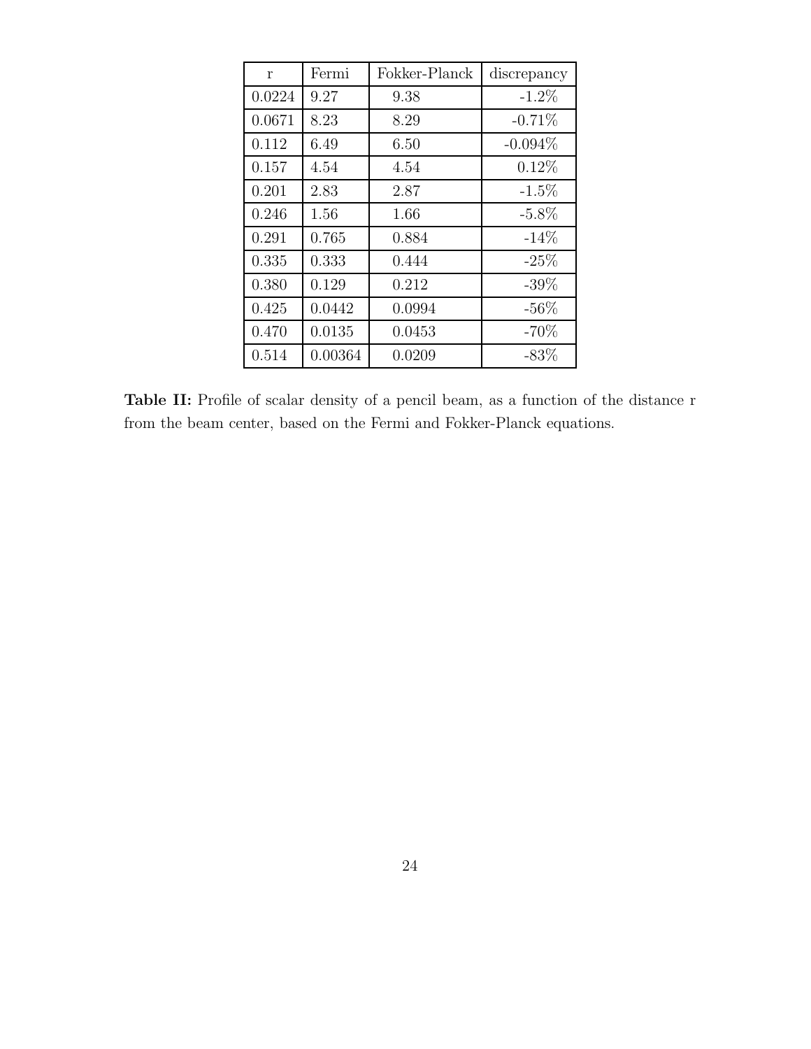| r | Fermi | Fokker-Planck | discrepancy |
|---|---|---|---|
| 0.0224 | 9.27 | 9.38 | -1.2% |
| 0.0671 | 8.23 | 8.29 | -0.71% |
| 0.112 | 6.49 | 6.50 | -0.094% |
| 0.157 | 4.54 | 4.54 | 0.12% |
| 0.201 | 2.83 | 2.87 | -1.5% |
| 0.246 | 1.56 | 1.66 | -5.8% |
| 0.291 | 0.765 | 0.884 | -14% |
| 0.335 | 0.333 | 0.444 | -25% |
| 0.380 | 0.129 | 0.212 | -39% |
| 0.425 | 0.0442 | 0.0994 | -56% |
| 0.470 | 0.0135 | 0.0453 | -70% |
| 0.514 | 0.00364 | 0.0209 | -83% |

**Table II:** Profile of scalar density of a pencil beam, as a function of the distance r from the beam center, based on the Fermi and Fokker-Planck equations.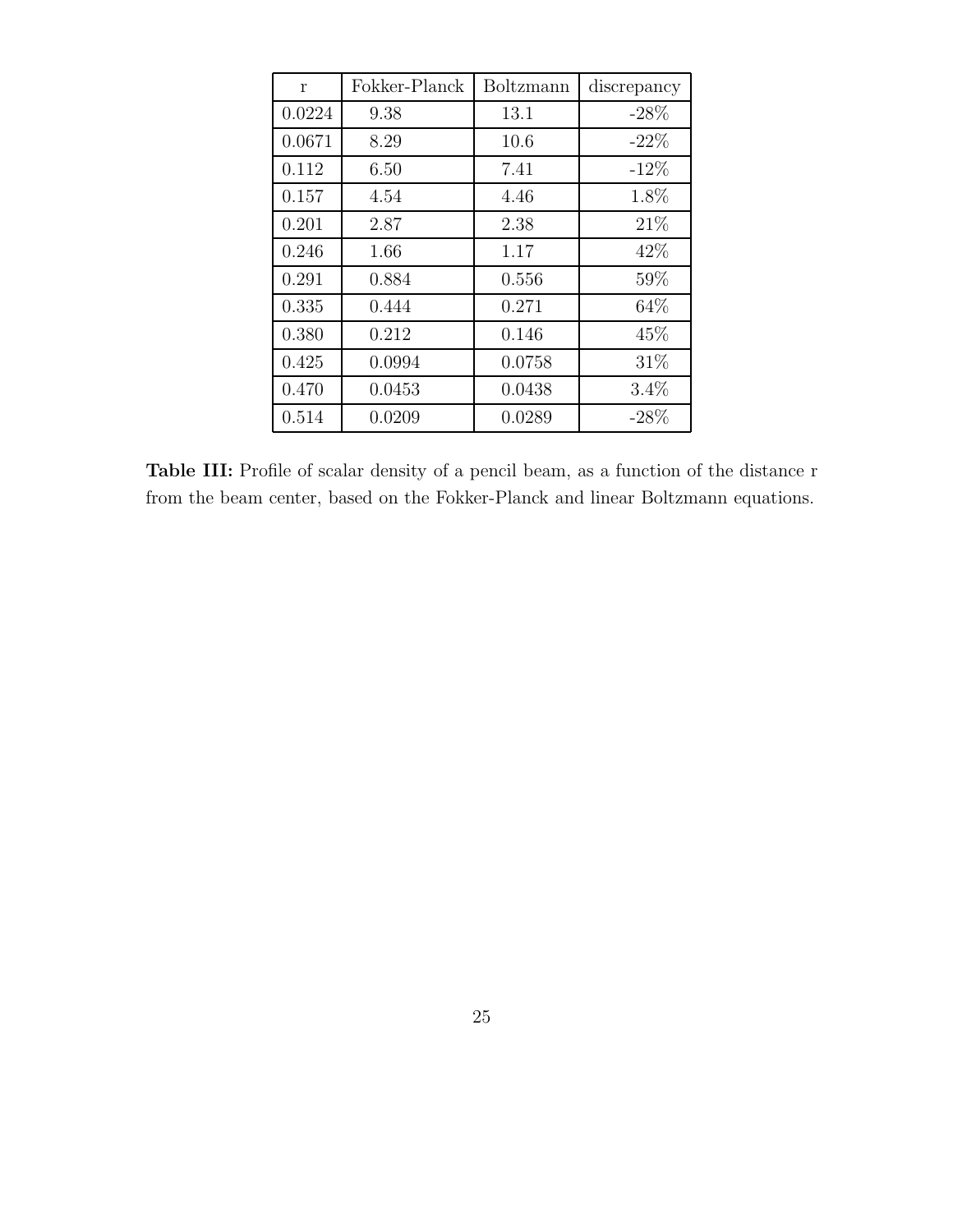| r | Fokker-Planck | Boltzmann | discrepancy |
|---|---|---|---|
| 0.0224 | 9.38 | 13.1 | -28% |
| 0.0671 | 8.29 | 10.6 | -22% |
| 0.112 | 6.50 | 7.41 | -12% |
| 0.157 | 4.54 | 4.46 | 1.8% |
| 0.201 | 2.87 | 2.38 | 21% |
| 0.246 | 1.66 | 1.17 | 42% |
| 0.291 | 0.884 | 0.556 | 59% |
| 0.335 | 0.444 | 0.271 | 64% |
| 0.380 | 0.212 | 0.146 | 45% |
| 0.425 | 0.0994 | 0.0758 | 31% |
| 0.470 | 0.0453 | 0.0438 | 3.4% |
| 0.514 | 0.0209 | 0.0289 | -28% |

**Table III:** Profile of scalar density of a pencil beam, as a function of the distance r from the beam center, based on the Fokker-Planck and linear Boltzmann equations.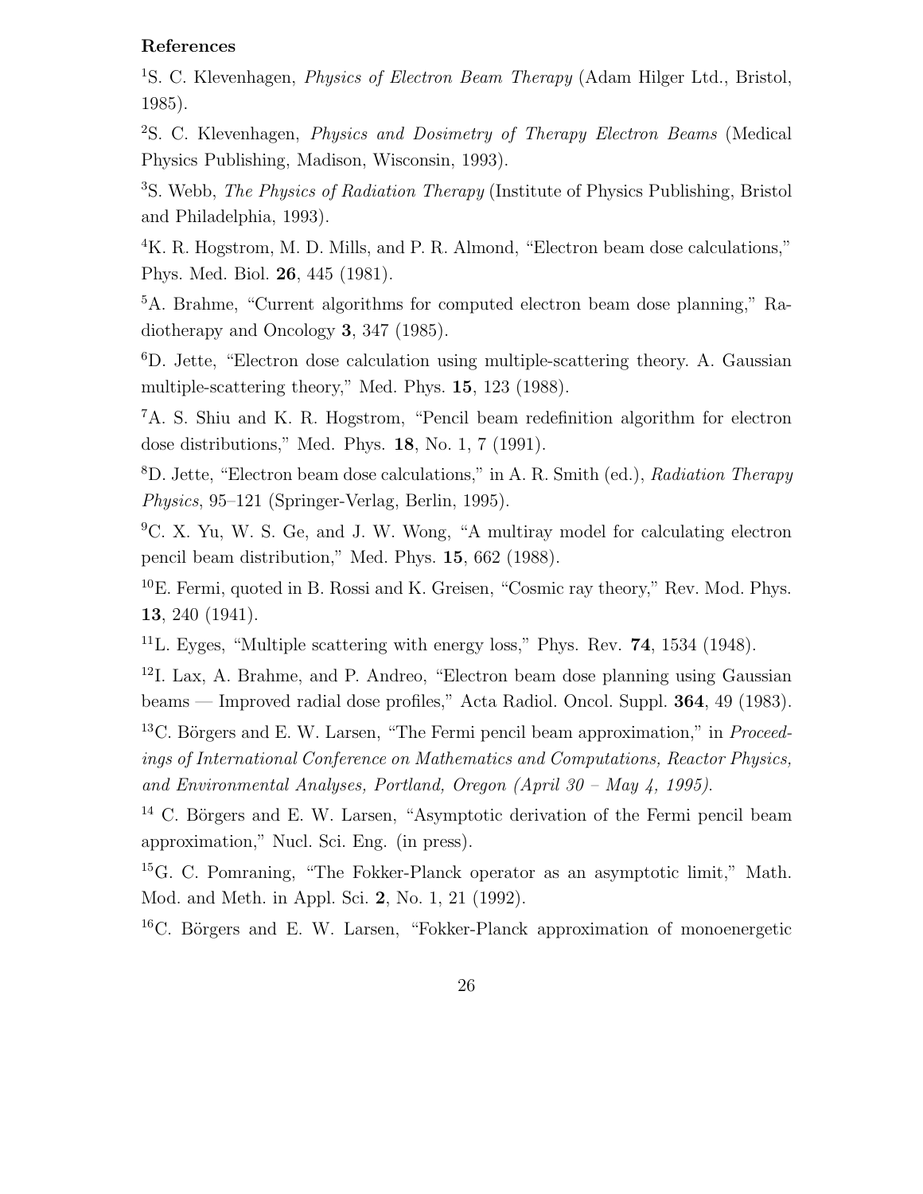**References**

[1]S. C. Klevenhagen, *Physics of Electron Beam Therapy* (Adam Hilger Ltd., Bristol, 1985).

[2]S. C. Klevenhagen, *Physics and Dosimetry of Therapy Electron Beams* (Medical Physics Publishing, Madison, Wisconsin, 1993).

[3]S. Webb, *The Physics of Radiation Therapy* (Institute of Physics Publishing, Bristol and Philadelphia, 1993).

[4]K. R. Hogstrom, M. D. Mills, and P. R. Almond, "Electron beam dose calculations," Phys. Med. Biol. **26**, 445 (1981).

[5]A. Brahme, "Current algorithms for computed electron beam dose planning," Radiotherapy and Oncology **3**, 347 (1985).

[6]D. Jette, "Electron dose calculation using multiple-scattering theory. A. Gaussian multiple-scattering theory," Med. Phys. **15**, 123 (1988).

[7]A. S. Shiu and K. R. Hogstrom, "Pencil beam redefinition algorithm for electron dose distributions," Med. Phys. **18**, No. 1, 7 (1991).

[8]D. Jette, "Electron beam dose calculations," in A. R. Smith (ed.), *Radiation Therapy Physics*, 95–121 (Springer-Verlag, Berlin, 1995).

[9]C. X. Yu, W. S. Ge, and J. W. Wong, "A multiray model for calculating electron pencil beam distribution," Med. Phys. **15**, 662 (1988).

[10]E. Fermi, quoted in B. Rossi and K. Greisen, "Cosmic ray theory," Rev. Mod. Phys. **13**, 240 (1941).

[11]L. Eyges, "Multiple scattering with energy loss," Phys. Rev. **74**, 1534 (1948).

[12]I. Lax, A. Brahme, and P. Andreo, "Electron beam dose planning using Gaussian beams — Improved radial dose profiles," Acta Radiol. Oncol. Suppl. **364**, 49 (1983).

[13]C. Börgers and E. W. Larsen, "The Fermi pencil beam approximation," in *Proceedings of International Conference on Mathematics and Computations, Reactor Physics, and Environmental Analyses, Portland, Oregon (April 30 – May 4, 1995).*

[14] C. Börgers and E. W. Larsen, "Asymptotic derivation of the Fermi pencil beam approximation," Nucl. Sci. Eng. (in press).

[15]G. C. Pomraning, "The Fokker-Planck operator as an asymptotic limit," Math. Mod. and Meth. in Appl. Sci. **2**, No. 1, 21 (1992).

[16]C. Börgers and E. W. Larsen, "Fokker-Planck approximation of monoenergetic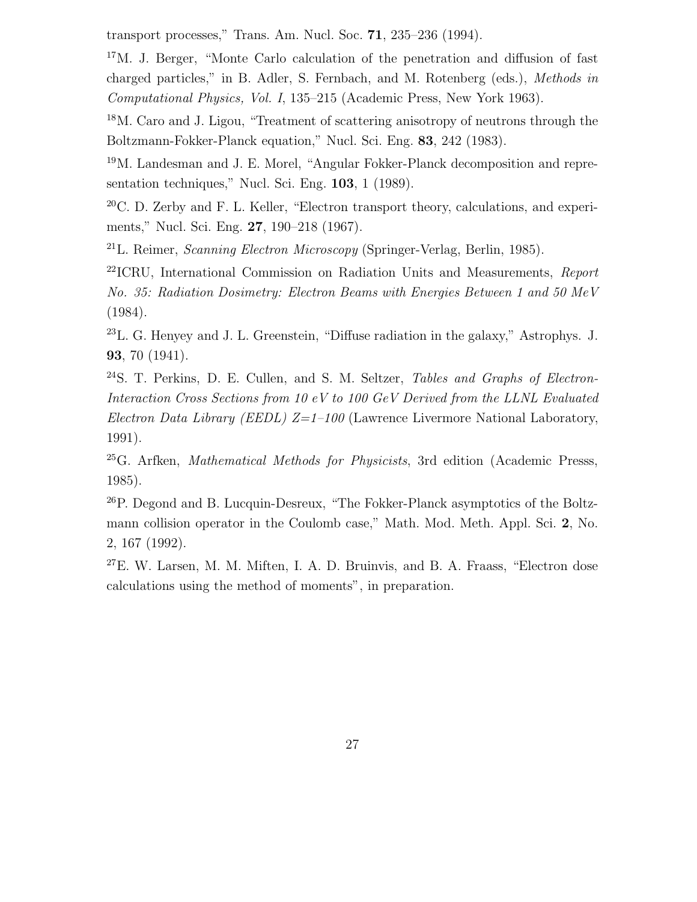transport processes," Trans. Am. Nucl. Soc. **71**, 235–236 (1994).

[17]M. J. Berger, "Monte Carlo calculation of the penetration and diffusion of fast charged particles," in B. Adler, S. Fernbach, and M. Rotenberg (eds.), *Methods in Computational Physics, Vol. I*, 135–215 (Academic Press, New York 1963).

[18]M. Caro and J. Ligou, "Treatment of scattering anisotropy of neutrons through the Boltzmann-Fokker-Planck equation," Nucl. Sci. Eng. **83**, 242 (1983).

[19]M. Landesman and J. E. Morel, "Angular Fokker-Planck decomposition and representation techniques," Nucl. Sci. Eng. **103**, 1 (1989).

[20]C. D. Zerby and F. L. Keller, "Electron transport theory, calculations, and experiments," Nucl. Sci. Eng. **27**, 190–218 (1967).

[21]L. Reimer, *Scanning Electron Microscopy* (Springer-Verlag, Berlin, 1985).

[22]ICRU, International Commission on Radiation Units and Measurements, *Report No. 35: Radiation Dosimetry: Electron Beams with Energies Between 1 and 50 MeV* (1984).

[23]L. G. Henyey and J. L. Greenstein, "Diffuse radiation in the galaxy," Astrophys. J. **93**, 70 (1941).

[24]S. T. Perkins, D. E. Cullen, and S. M. Seltzer, *Tables and Graphs of Electron-Interaction Cross Sections from 10 eV to 100 GeV Derived from the LLNL Evaluated Electron Data Library (EEDL) Z=1–100* (Lawrence Livermore National Laboratory, 1991).

[25]G. Arfken, *Mathematical Methods for Physicists*, 3rd edition (Academic Presss, 1985).

[26]P. Degond and B. Lucquin-Desreux, "The Fokker-Planck asymptotics of the Boltzmann collision operator in the Coulomb case," Math. Mod. Meth. Appl. Sci. **2**, No. 2, 167 (1992).

[27]E. W. Larsen, M. M. Miften, I. A. D. Bruinvis, and B. A. Fraass, "Electron dose calculations using the method of moments", in preparation.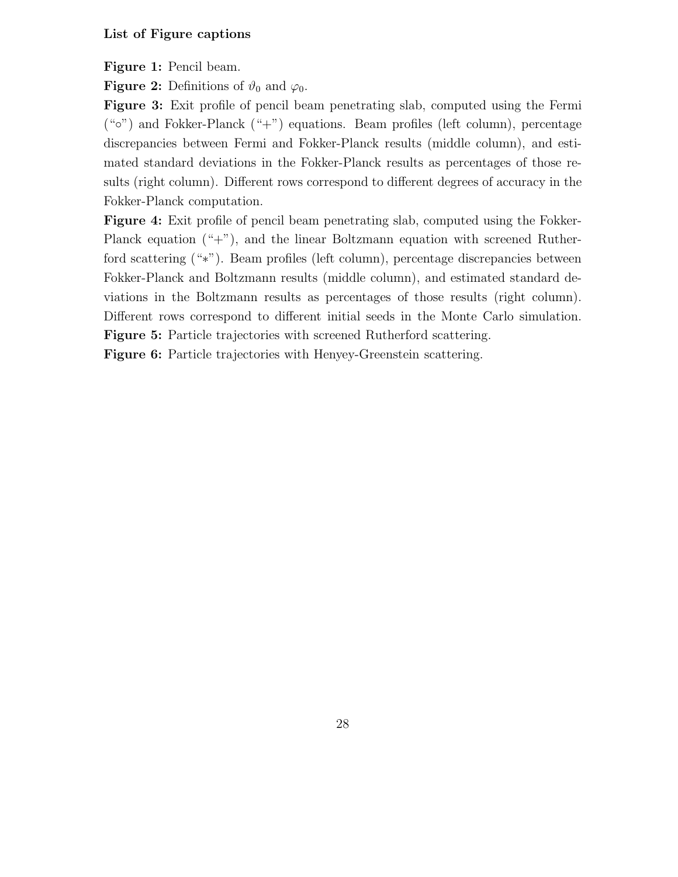**List of Figure captions**

**Figure 1:** Pencil beam.

**Figure 2:** Definitions of $\vartheta_0$ and $\varphi_0$.

**Figure 3:** Exit profile of pencil beam penetrating slab, computed using the Fermi ("$\circ$") and Fokker-Planck ("+") equations. Beam profiles (left column), percentage discrepancies between Fermi and Fokker-Planck results (middle column), and estimated standard deviations in the Fokker-Planck results as percentages of those results (right column). Different rows correspond to different degrees of accuracy in the Fokker-Planck computation.

**Figure 4:** Exit profile of pencil beam penetrating slab, computed using the Fokker-Planck equation ("+"), and the linear Boltzmann equation with screened Rutherford scattering ("$*$"). Beam profiles (left column), percentage discrepancies between Fokker-Planck and Boltzmann results (middle column), and estimated standard deviations in the Boltzmann results as percentages of those results (right column). Different rows correspond to different initial seeds in the Monte Carlo simulation.

**Figure 5:** Particle trajectories with screened Rutherford scattering.

**Figure 6:** Particle trajectories with Henyey-Greenstein scattering.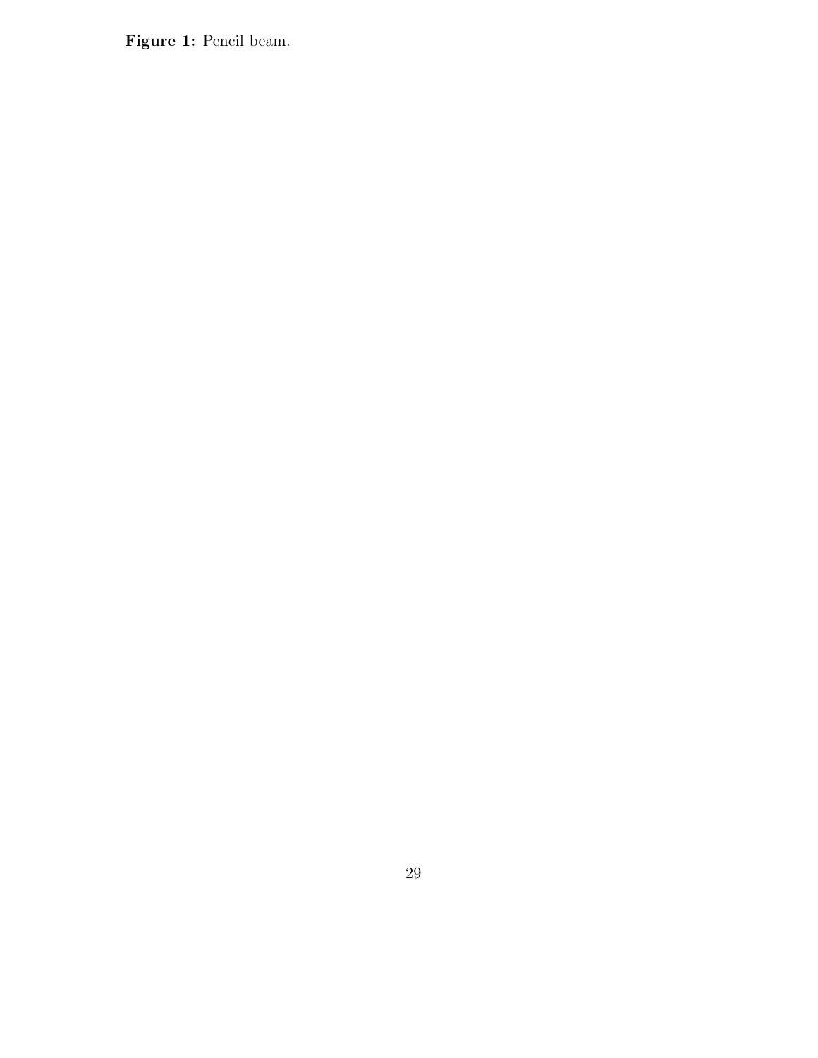**Figure 1:** Pencil beam.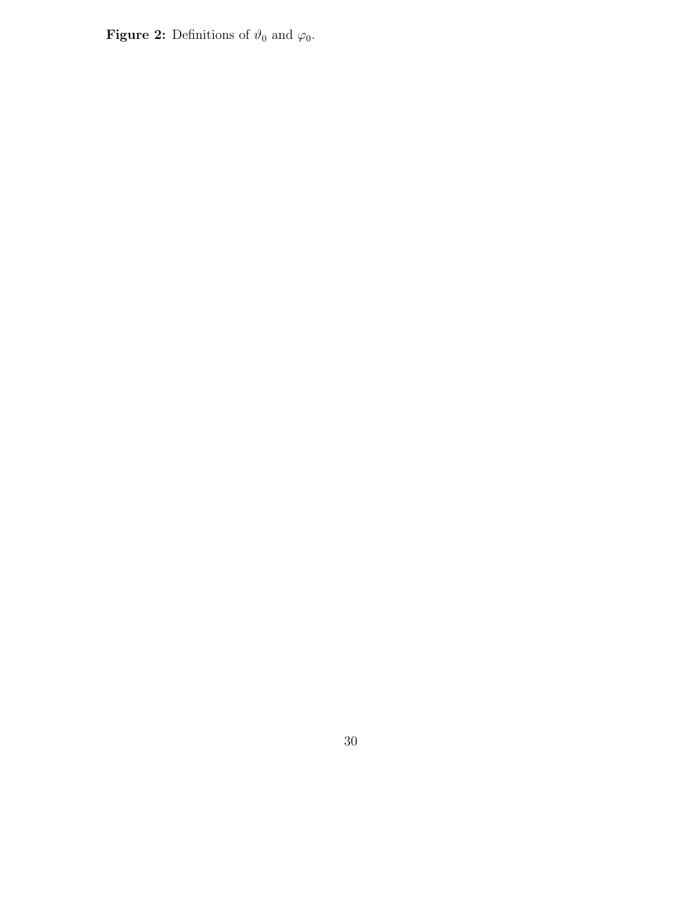**Figure 2:** Definitions of $\vartheta_0$ and $\varphi_0$.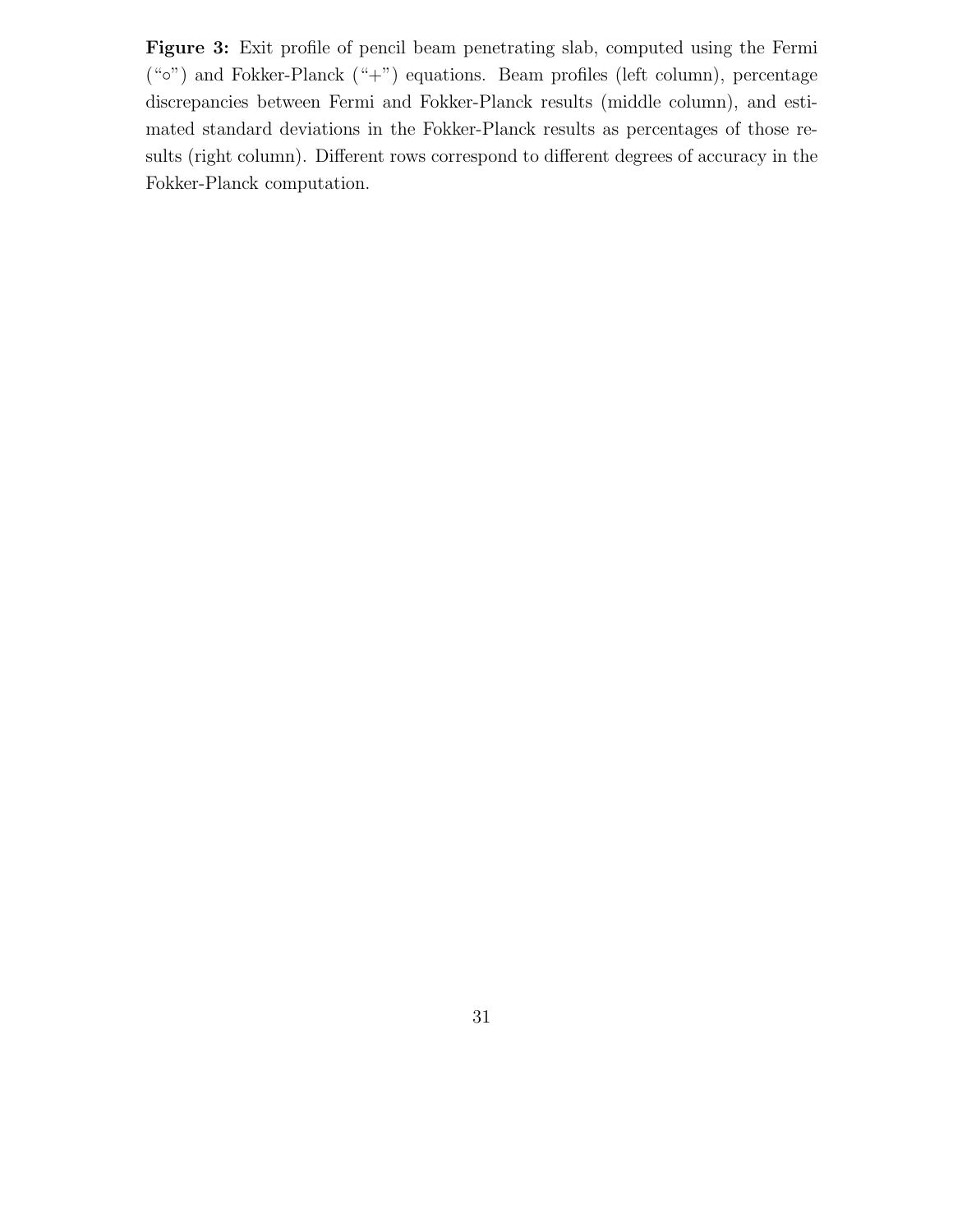**Figure 3:** Exit profile of pencil beam penetrating slab, computed using the Fermi ("∘") and Fokker-Planck ("+") equations. Beam profiles (left column), percentage discrepancies between Fermi and Fokker-Planck results (middle column), and estimated standard deviations in the Fokker-Planck results as percentages of those results (right column). Different rows correspond to different degrees of accuracy in the Fokker-Planck computation.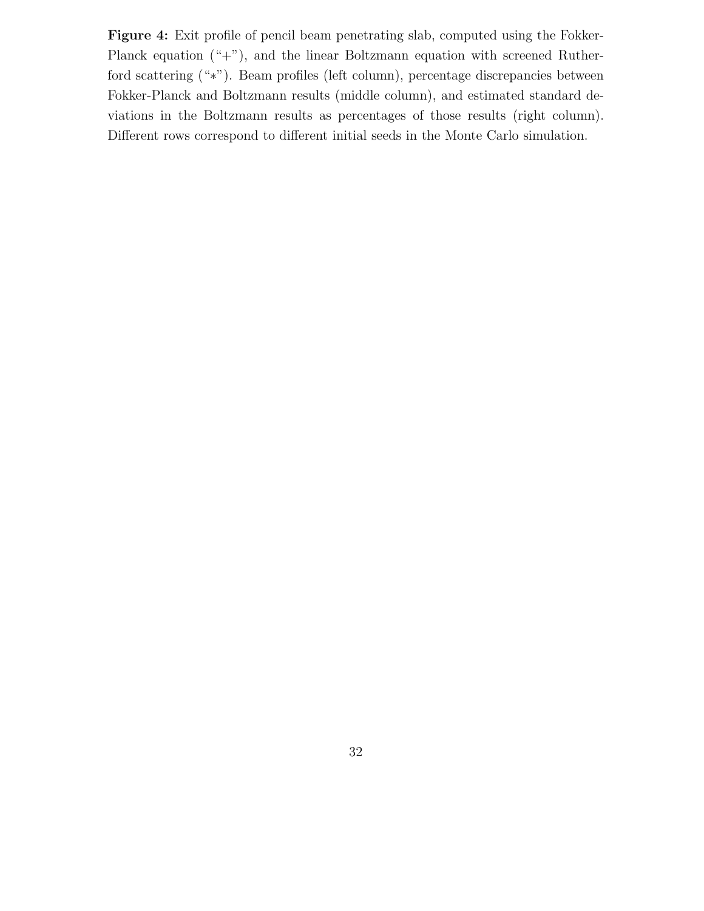**Figure 4:** Exit profile of pencil beam penetrating slab, computed using the Fokker-Planck equation ("+"), and the linear Boltzmann equation with screened Rutherford scattering ("$*$"). Beam profiles (left column), percentage discrepancies between Fokker-Planck and Boltzmann results (middle column), and estimated standard deviations in the Boltzmann results as percentages of those results (right column). Different rows correspond to different initial seeds in the Monte Carlo simulation.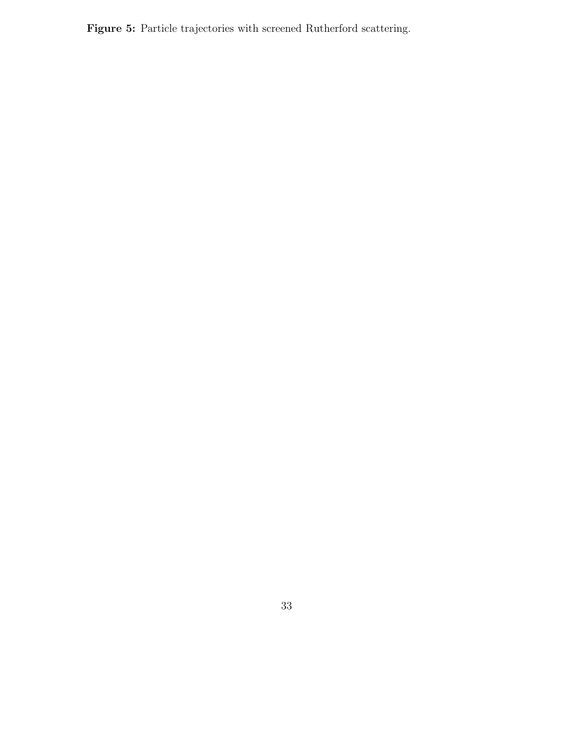**Figure 5:** Particle trajectories with screened Rutherford scattering.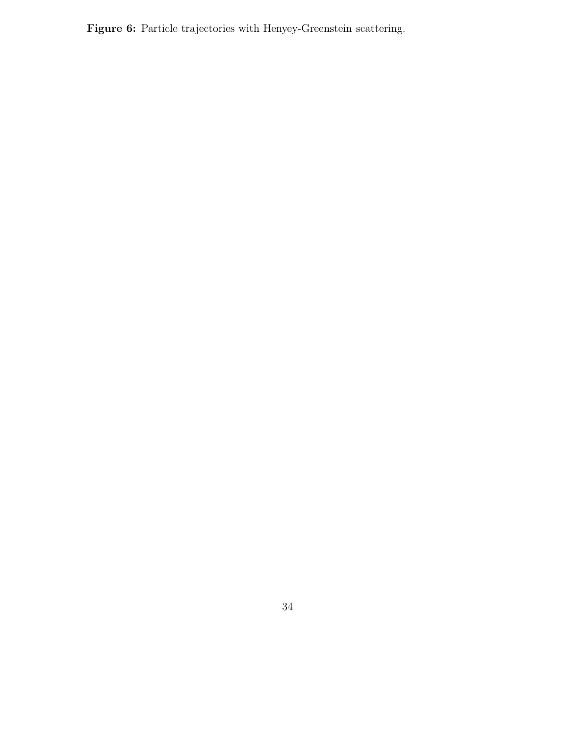**Figure 6:** Particle trajectories with Henyey-Greenstein scattering.